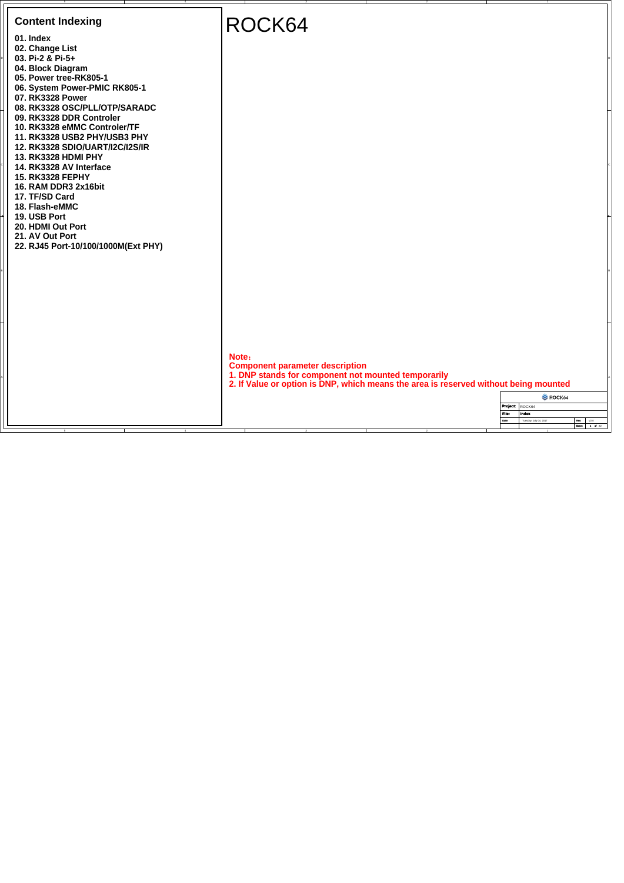# ROCK64

## Content Indexing

01. Index
02. Change List
03. Pi-2 & Pi-5+
04. Block Diagram
05. Power tree-RK805-1
06. System Power-PMIC RK805-1
07. RK3328 Power
08. RK3328 OSC/PLL/OTP/SARADC
09. RK3328 DDR Controler
10. RK3328 eMMC Controler/TF
11. RK3328 USB2 PHY/USB3 PHY
12. RK3328 SDIO/UART/I2C/I2S/IR
13. RK3328 HDMI PHY
14. RK3328 AV Interface
15. RK3328 FEPHY
16. RAM DDR3 2x16bit
17. TF/SD Card
18. Flash-eMMC
19. USB Port
20. HDMI Out Port
21. AV Out Port
22. RJ45 Port-10/100/1000M(Ext PHY)

**Note：**
**Component parameter description**
**1. DNP stands for component not mounted temporarily**
**2. If Value or option is DNP, which means the area is reserved without being mounted**

| ROCK64 | |
|---|---|
| Project: | ROCK64 |
| File: | Index |
| Date: | Tuesday, July 04, 2017 |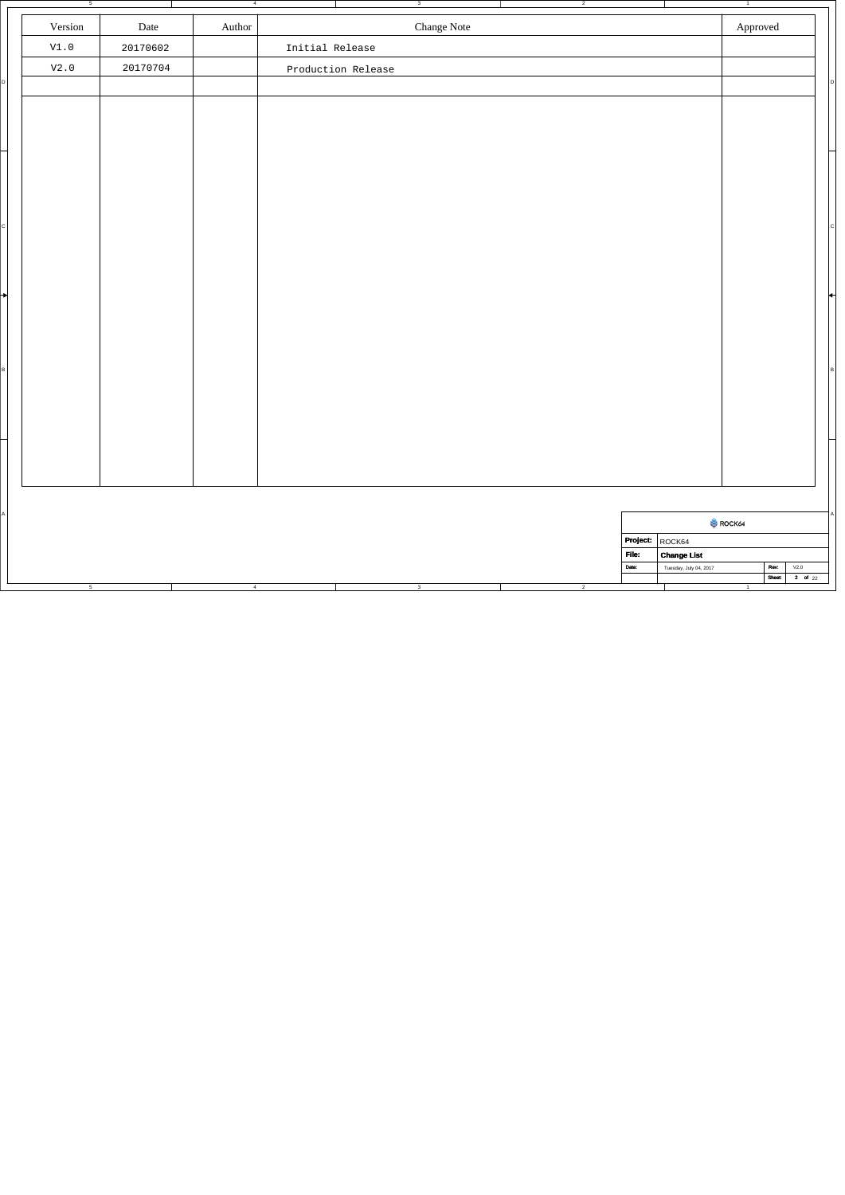| Version | Date | Author | Change Note | Approved |
|---|---|---|---|---|
| V1.0 | 20170602 | | Initial Release | |
| V2.0 | 20170704 | | Production Release | |

ROCK64

**Project:** ROCK64

**File:** Change List

**Date:** Tuesday, July 04, 2017

**Rev:** V2.0

**Sheet:** 2 of 22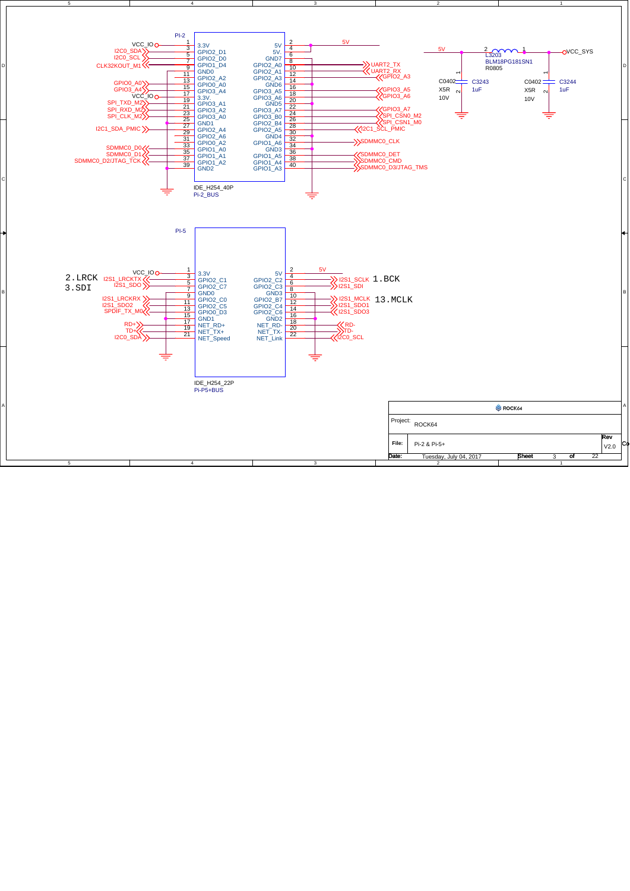## PI-2 (IDE_H254_40P, Pi-2_BUS)

| Signal (left) | Pin | Name | Name | Pin | Signal (right) |
|---|---|---|---|---|---|
| VCC_IO | 1 | 3.3V | 5V | 2 | 5V |
| I2C0_SDA | 3 | GPIO2_D1 | 5V. | 4 | 5V |
| I2C0_SCL | 5 | GPIO2_D0 | GND7 | 6 | |
| CLK32KOUT_M1 | 7 | GPIO1_D4 | GPIO2_A0 | 8 | UART2_TX |
| | 9 | GND0 | GPIO2_A1 | 10 | UART2_RX |
| | 11 | GPIO2_A2 | GPIO2_A3 | 12 | GPIO2_A3 |
| GPIO0_A0 | 13 | GPIO0_A0 | GND6 | 14 | |
| GPIO3_A4 | 15 | GPIO3_A4 | GPIO3_A5 | 16 | GPIO3_A5 |
| VCC_IO | 17 | 3.3V. | GPIO3_A6 | 18 | GPIO3_A6 |
| SPI_TXD_M2 | 19 | GPIO3_A1 | GND5 | 20 | |
| SPI_RXD_M2 | 21 | GPIO3_A2 | GPIO3_A7 | 22 | GPIO3_A7 |
| SPI_CLK_M2 | 23 | GPIO3_A0 | GPIO3_B0 | 24 | SPI_CSN0_M2 |
| | 25 | GND1 | GPIO2_B4 | 26 | SPI_CSN1_M0 |
| I2C1_SDA_PMIC | 27 | GPIO2_A4 | GPIO2_A5 | 28 | I2C1_SCL_PMIC |
| | 29 | GPIO2_A6 | GND4 | 30 | |
| | 31 | GPIO0_A2 | GPIO1_A6 | 32 | SDMMC0_CLK |
| SDMMC0_D0 | 33 | GPIO1_A0 | GND3 | 34 | |
| SDMMC0_D1 | 35 | GPIO1_A1 | GPIO1_A5 | 36 | SDMMC0_DET |
| SDMMC0_D2/JTAG_TCK | 37 | GPIO1_A2 | GPIO1_A4 | 38 | SDMMC0_CMD |
| | 39 | GND2 | GPIO1_A3 | 40 | SDMMC0_D3/JTAG_TMS |

5V — L3203 BLM18PG181SN1 R0805 — VCC_SYS

C3243 1uF C0402 X5R 10V; C3244 1uF C0402 X5R 10V

## PI-5 (IDE_H254_22P, Pi-P5+BUS)

| Signal (left) | Pin | Name | Name | Pin | Signal (right) |
|---|---|---|---|---|---|
| VCC_IO | 1 | 3.3V | 5V | 2 | 5V |
| 2.LRCK I2S1_LRCKTX | 3 | GPIO2_C1 | GPIO2_C2 | 4 | I2S1_SCLK 1.BCK |
| 3.SDI I2S1_SDO | 5 | GPIO2_C7 | GPIO2_C3 | 6 | I2S1_SDI |
| | 7 | GND0 | GND3 | 8 | |
| I2S1_LRCKRX | 9 | GPIO2_C0 | GPIO2_B7 | 10 | I2S1_MCLK 13.MCLK |
| I2S1_SDO2 | 11 | GPIO2_C5 | GPIO2_C4 | 12 | I2S1_SDO1 |
| SPDIF_TX_M0 | 13 | GPIO0_D3 | GPIO2_C6 | 14 | I2S1_SDO3 |
| | 15 | GND1 | GND2 | 16 | |
| RD+ | 17 | NET_RD+ | NET_RD- | 18 | RD- |
| TD+ | 19 | NET_TX+ | NET_TX- | 20 | TD- |
| I2C0_SDA | 21 | NET_Speed | NET_Link | 22 | I2C0_SCL |

ROCK64

Project: ROCK64

File: Pi-2 & Pi-5+

Rev V2.0

Date: Tuesday, July 04, 2017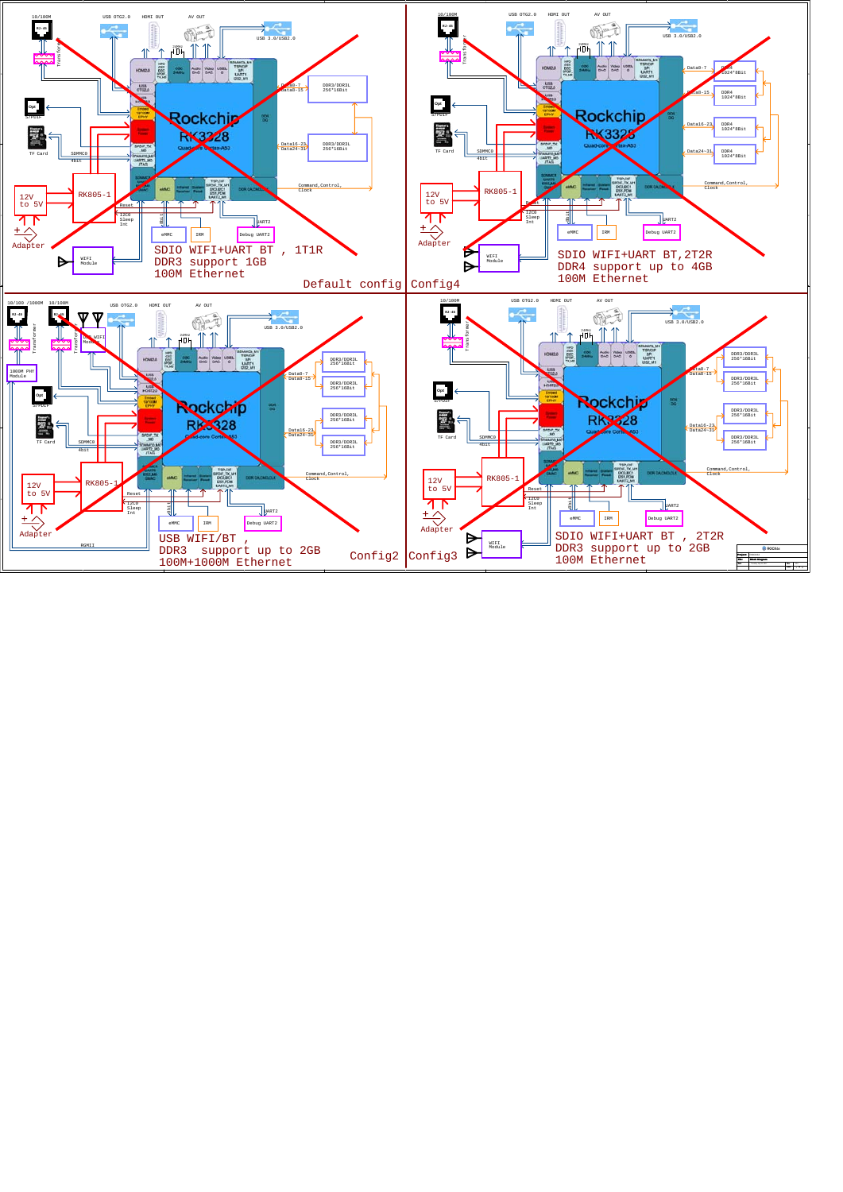## Default config

SDIO WIFI+UART BT , 1T1R
DDR3 support 1GB
100M Ethernet

## Config4

SDIO WIFI+UART BT,2T2R
DDR4 support up to 4GB
100M Ethernet

## Config2

USB WIFI/BT ,
DDR3 support up to 2GB
100M+1000M Ethernet

## Config3

SDIO WIFI+UART BT , 2T2R
DDR3 support up to 2GB
100M Ethernet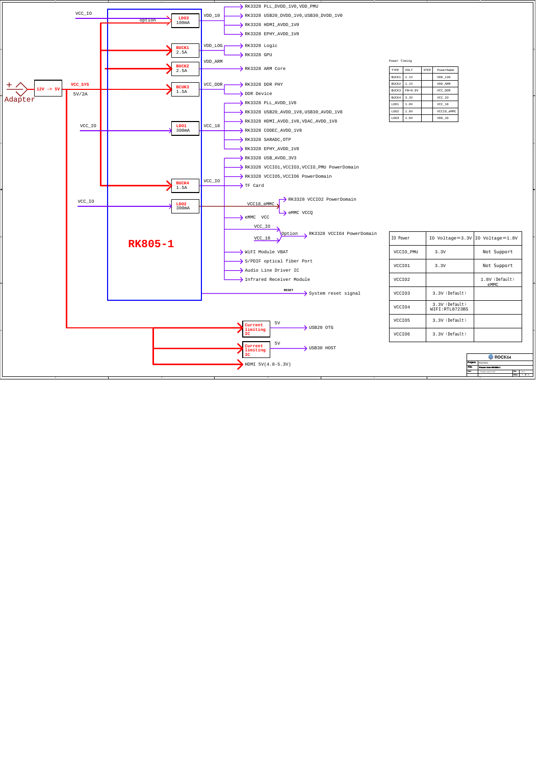Adapter

12V -> 5V

VCC_SYS

5V/2A

VCC_IO

option

LDO3
100mA

VDD_10

- RK3328 PLL_DVDD_1V0,VDD_PMU
- RK3328 USB20_DVDD_1V0,USB30_DVDD_1V0
- RK3328 HDMI_AVDD_1V0
- RK3328 EPHY_AVDD_1V0

BUCK1
2.5A

VDD_LOG

- RK3328 Logic
- RK3328 GPU

BUCK2
2.5A

VDD_ARM

- RK3328 ARM Core

BCUK3
1.5A

VCC_DDR

- RK3328 DDR PHY
- DDR Device

VCC_IO

LDO1
300mA

VCC_18

- RK3328 PLL_AVDD_1V8
- RK3328 USB20_AVDD_1V8,USB30_AVDD_1V8
- RK3328 HDMI_AVDD_1V8,VDAC_AVDD_1V8
- RK3328 CODEC_AVDD_1V8
- RK3328 SARADC,OTP
- RK3328 EPHY_AVDD_1V8

BUCK4
1.5A

VCC_IO

- RK3328 USB_AVDD_3V3
- RK3328 VCCIO1,VCCIO3,VCCIO_PMU PowerDomain
- RK3328 VCCIO5,VCCIO6 PowerDomain
- TF Card

VCC_IO

LDO2
300mA

VCC18_eMMC

- RK3328 VCCIO2 PowerDomain
- eMMC VCCQ

- eMMC VCC

VCC_IO
VCC_18
Option
- RK3328 VCCIO4 PowerDomain

- WiFI Module VBAT
- S/PDIF optical fiber Port
- Audio Line Driver IC
- Infrared Receiver Module

RK805-1

RESET
- System reset signal

Current limiting IC — 5V — USB20 OTG

Current limiting IC — 5V — USB30 HOST

HDMI 5V(4.8-5.3V)

Power Timing

| TYPE | VOLT | STEP | PowerName |
|---|---|---|---|
| BUCK1 | 1.1V | | VDD_LOG |
| BUCK2 | 1.1V | | VDD_ARM |
| BUCK3 | FB=0.8V | | VCC_DDR |
| BUCK4 | 3.3V | | VCC_IO |
| LDO1 | 1.8V | | VCC_18 |
| LDO2 | 1.8V | | VCC18_eMMC |
| LDO3 | 1.0V | | VDD_10 |

| IO Power | IO Voltage=3.3V | IO Voltage=1.8V |
|---|---|---|
| VCCIO_PMU | 3.3V | Not Support |
| VCCIO1 | 3.3V | Not Support |
| VCCIO2 | | 1.8V（Default） eMMC |
| VCCIO3 | 3.3V（Default） | |
| VCCIO4 | 3.3V（Default） WIFI:RTL8723BS | |
| VCCIO5 | 3.3V（Default） | |
| VCCIO6 | 3.3V（Default） | |

ROCK64
Project: ROCK64
File: Power tree-RK805-1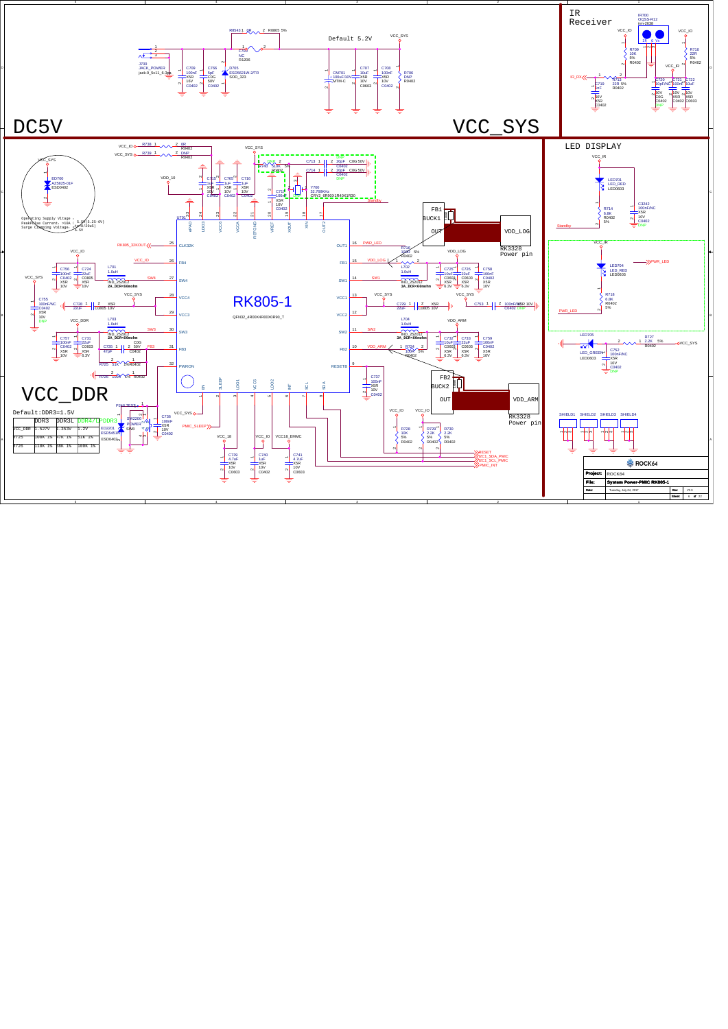# DC5V

# VCC_SYS

Default 5.2V

# IR Receiver

# LED DISPLAY

# VCC_DDR

Default:DDR3=1.5V

|  | DDR3 | DDR3L | DDR4/LPDDR3 |
|---|---|---|---|
| VCC_DDR | 1.527V | 1.353V | 1.2V |
| R725 | 100K 1% | 47K 1% | 51K 1% |
| R726 | 118K 1% | 68K 1% | 100K 1% |

RK805-1

QFN32_4R00X4R00X0R90_T

Operating Supply Vitage : 5.5V(5.25~6V)
Peak Pulse Current: >10A ( 8/20uS)
Surge Clamping Voltage: <10V(8/20uS)

VDD_LOG
RK3328 Power pin

VDD_ARM
RK3328 Power pin

| Project: | ROCK64 |
|---|---|
| File: | System Power-PMIC RK805-1 |
| Date: | Tuesday, July 04, 2017 |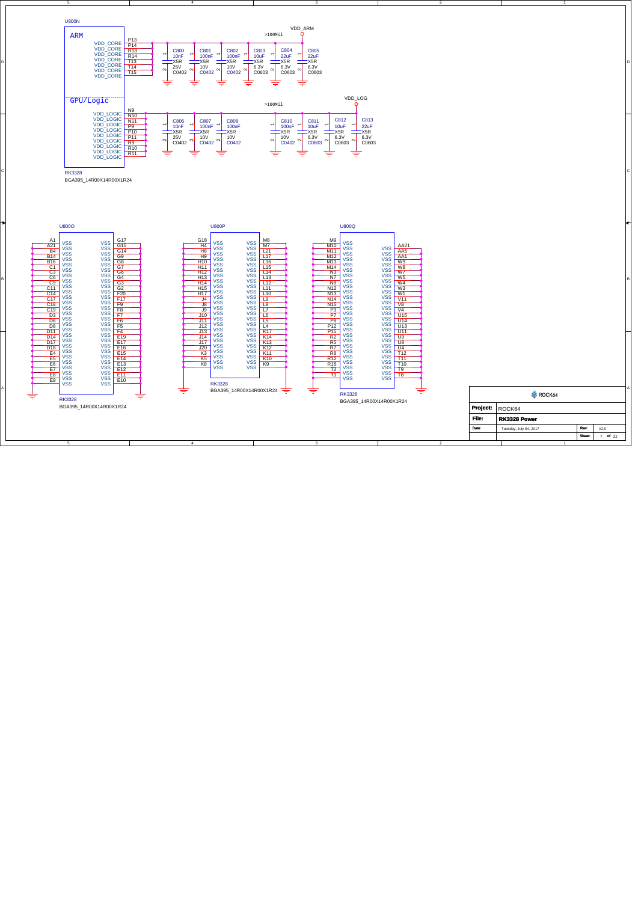## U800N

**ARM**

| Pin | Net |
|---|---|
| P13 | VDD_CORE |
| P14 | VDD_CORE |
| R13 | VDD_CORE |
| R14 | VDD_CORE |
| T13 | VDD_CORE |
| T14 | VDD_CORE |
| T15 | VDD_CORE |

VDD_ARM (>100Mil)

| Ref | Value | Dielectric | Voltage | Package |
|---|---|---|---|---|
| C800 | 10nF | X5R | 25V | C0402 |
| C801 | 100nF | X5R | 10V | C0402 |
| C802 | 100nF | X5R | 10V | C0402 |
| C803 | 10uF | X5R | 6.3V | C0603 |
| C804 | 22uF | X5R | 6.3V | C0603 |
| C805 | 22uF | X5R | 6.3V | C0603 |

**GPU/Logic**

| Pin | Net |
|---|---|
| N9 | VDD_LOGIC |
| N10 | VDD_LOGIC |
| N11 | VDD_LOGIC |
| P9 | VDD_LOGIC |
| P10 | VDD_LOGIC |
| P11 | VDD_LOGIC |
| R9 | VDD_LOGIC |
| R10 | VDD_LOGIC |
| R11 | VDD_LOGIC |

VDD_LOG (>100Mil)

| Ref | Value | Dielectric | Voltage | Package |
|---|---|---|---|---|
| C806 | 10nF | X5R | 25V | C0402 |
| C807 | 100nF | X5R | 10V | C0402 |
| C808 | 100nF | X5R | 10V | C0402 |
| C810 | 100nF | X5R | 10V | C0402 |
| C811 | 10uF | X5R | 6.3V | C0603 |
| C812 | 10uF | X5R | 6.3V | C0603 |
| C813 | 22uF | X5R | 6.3V | C0603 |

RK3328
BGA395_14R00X14R00X1R24

## U800O

VSS pins: A1, A21, B4, B14, B16, C1, C3, C6, C9, C11, C14, C17, C18, C19, D3, D6, D8, D11, D14, D17, D18, E4, E5, E6, E7, E8, E9, G17, G15, G14, G9, G8, G7, G6, G4, G3, G2, F20, F17, F9, F8, F7, F6, F5, F4, E19, E17, E16, E15, E14, E13, E12, E11, E10

RK3328
BGA395_14R00X14R00X1R24

## U800P

VSS pins: G18, H4, H8, H9, H10, H11, H12, H13, H14, H15, H17, J4, J8, J9, J10, J11, J12, J13, J14, J17, J20, K3, K5, K8, M8, M7, L21, L17, L16, L15, L14, L13, L12, L11, L10, L9, L8, L7, L6, L5, L4, K17, K14, K13, K12, K11, K10, K9

RK3328
BGA395_14R00X14R00X1R24

## U800Q

VSS pins: M9, M10, M11, M12, M13, M14, N3, N7, N8, N12, N13, N14, N15, P3, P7, P8, P12, P15, R2, R5, R7, R8, R12, R15, T2, T3, AA21, AA5, AA1, W9, W8, W7, W5, W4, W3, W1, V11, V8, V4, U15, U14, U13, U11, U9, U8, U4, T12, T11, T10, T9, T8

RK3328
BGA395_14R00X14R00X1R24

| | |
|---|---|
| Project: | ROCK64 |
| File: | RK3328 Power |
| Date: | Tuesday, July 04, 2017 |
| Rev: | V2.0 |
| Sheet: | 7 of 22 |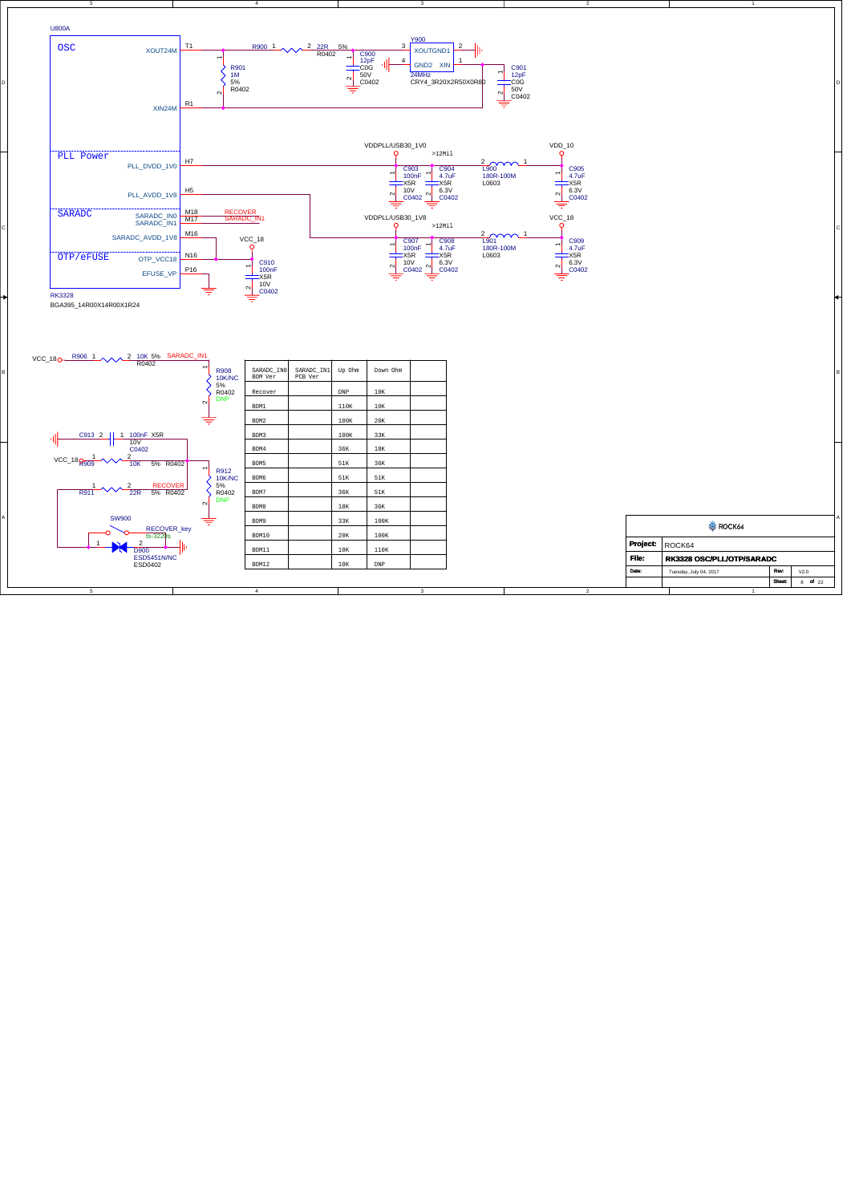U800A

OSC

XOUT24M T1

XIN24M R1

R900 1 2 22R 5% R0402

R901 1M 5% R0402

C900 12pF C0G 50V C0402

Y900 XOUTGND1 GND2 XIN 24MHz CRY4_3R20X2R50X0R80

C901 12pF C0G 50V C0402

PLL Power

PLL_DVDD_1V0 H7

PLL_AVDD_1V8 H5

VDDPLL/USB30_1V0 >12Mil

C903 100nF X5R 10V C0402

C904 4.7uF X5R 6.3V C0402

L900 180R-100M L0603

VDD_10

C905 4.7uF X5R 6.3V C0402

SARADC

SARADC_IN0 M18 RECOVER

SARADC_IN1 M17 SARADC_IN1

SARADC_AVDD_1V8 M16

VDDPLL/USB30_1V8 >12Mil

C907 100nF X5R 10V C0402

C908 4.7uF X5R 6.3V C0402

L901 180R-100M L0603

VCC_18

C909 4.7uF X5R 6.3V C0402

OTP/eFUSE

OTP_VCC18 N16

EFUSE_VP P16

VCC_18

C910 100nF X5R 10V C0402

RK3328

BGA395_14R00X14R00X1R24

VCC_18 R906 1 2 10K 5% R0402 SARADC_IN1

R908 10K/NC 5% R0402 DNP

C913 2 1 100nF X5R 10V C0402

VCC_18 R909 1 2 10K 5% R0402

R911 1 2 22R 5% R0402 RECOVER

R912 10K/NC 5% R0402 DNP

SW900 RECOVER_key ts-3225s

D900 ESD5451N/NC ESD0402

| SARADC_IN0 BOM Ver | SARADC_IN1 PCB Ver | Up Ohm | Down Ohm | |
|---|---|---|---|---|
| Recover | | DNP | 10K | |
| BOM1 | | 110K | 10K | |
| BOM2 | | 100K | 20K | |
| BOM3 | | 100K | 33K | |
| BOM4 | | 36K | 10K | |
| BOM5 | | 51K | 36K | |
| BOM6 | | 51K | 51K | |
| BOM7 | | 36K | 51K | |
| BOM8 | | 10K | 36K | |
| BOM9 | | 33K | 100K | |
| BOM10 | | 20K | 100K | |
| BOM11 | | 10K | 110K | |
| BOM12 | | 10K | DNP | |

| | |
|---|---|
| | ROCK64 |
| Project: | ROCK64 |
| File: | RK3328 OSC/PLL/OTP/SARADC |
| Date: | Tuesday, July 04, 2017 | Rev: V2.0 |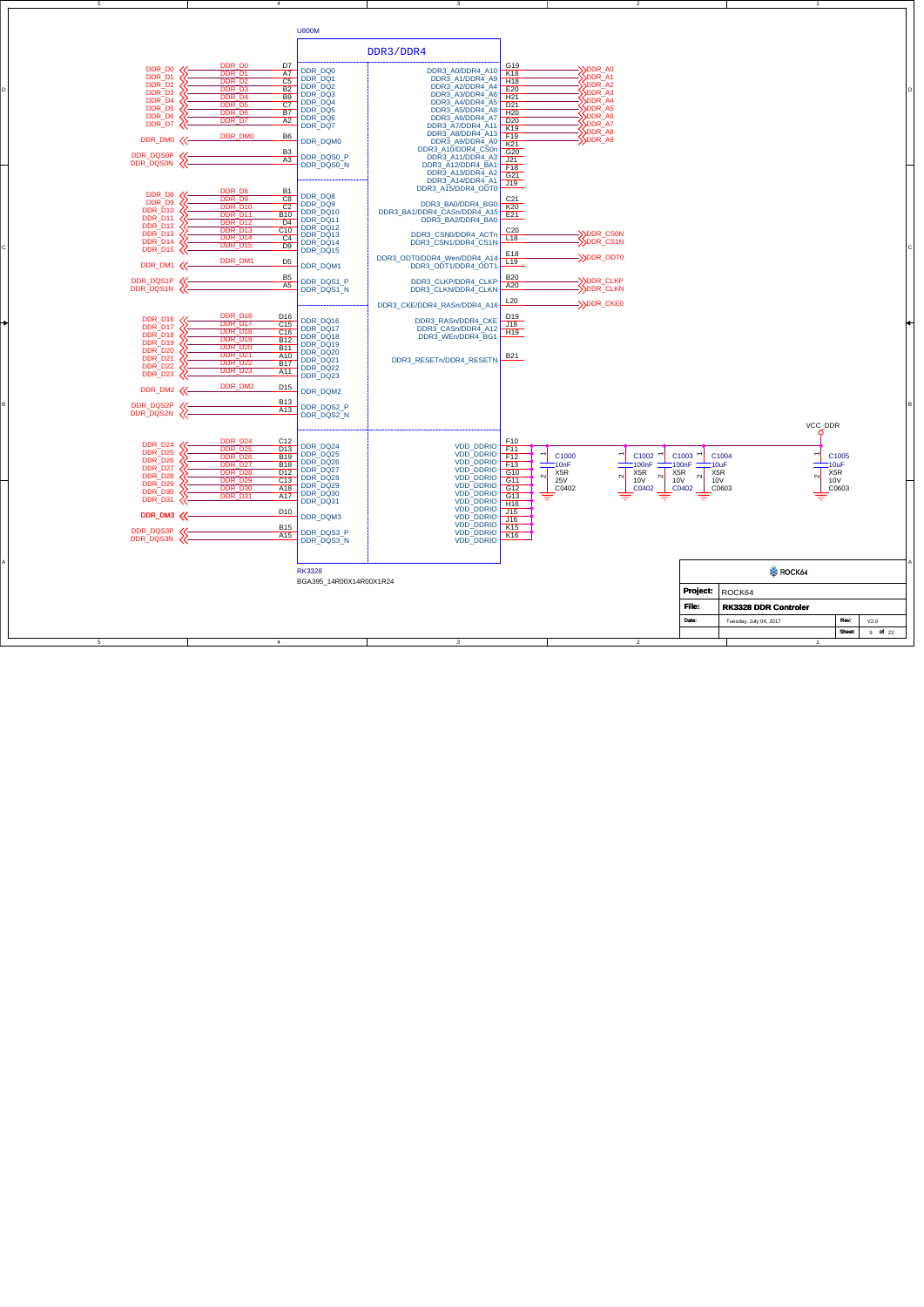U800M

## DDR3/DDR4

| Net | Pin | Function |
|---|---|---|
| DDR_D0 | D7 | DDR_DQ0 |
| DDR_D1 | A7 | DDR_DQ1 |
| DDR_D2 | C5 | DDR_DQ2 |
| DDR_D3 | B2 | DDR_DQ3 |
| DDR_D4 | B9 | DDR_DQ4 |
| DDR_D5 | C7 | DDR_DQ5 |
| DDR_D6 | B7 | DDR_DQ6 |
| DDR_D7 | A2 | DDR_DQ7 |
| DDR_DM0 | B6 | DDR_DQM0 |
| DDR_DQS0P | B3 | DDR_DQS0_P |
| DDR_DQS0N | A3 | DDR_DQS0_N |
| DDR_D8 | B1 | DDR_DQ8 |
| DDR_D9 | C8 | DDR_DQ9 |
| DDR_D10 | C2 | DDR_DQ10 |
| DDR_D11 | B10 | DDR_DQ11 |
| DDR_D12 | D4 | DDR_DQ12 |
| DDR_D13 | C10 | DDR_DQ13 |
| DDR_D14 | C4 | DDR_DQ14 |
| DDR_D15 | D9 | DDR_DQ15 |
| DDR_DM1 | D5 | DDR_DQM1 |
| DDR_DQS1P | B5 | DDR_DQS1_P |
| DDR_DQS1N | A5 | DDR_DQS1_N |
| DDR_D16 | D16 | DDR_DQ16 |
| DDR_D17 | C15 | DDR_DQ17 |
| DDR_D18 | C16 | DDR_DQ18 |
| DDR_D19 | B12 | DDR_DQ19 |
| DDR_D20 | B11 | DDR_DQ20 |
| DDR_D21 | A10 | DDR_DQ21 |
| DDR_D22 | B17 | DDR_DQ22 |
| DDR_D23 | A11 | DDR_DQ23 |
| DDR_DM2 | D15 | DDR_DQM2 |
| DDR_DQS2P | B13 | DDR_DQS2_P |
| DDR_DQS2N | A13 | DDR_DQS2_N |
| DDR_D24 | C12 | DDR_DQ24 |
| DDR_D25 | D13 | DDR_DQ25 |
| DDR_D26 | B19 | DDR_DQ26 |
| DDR_D27 | B18 | DDR_DQ27 |
| DDR_D28 | D12 | DDR_DQ28 |
| DDR_D29 | C13 | DDR_DQ29 |
| DDR_D30 | A18 | DDR_DQ30 |
| DDR_D31 | A17 | DDR_DQ31 |
| DDR_DM3 | D10 | DDR_DQM3 |
| DDR_DQS3P | B15 | DDR_DQS3_P |
| DDR_DQS3N | A15 | DDR_DQS3_N |

| Function | Pin | Net |
|---|---|---|
| DDR3_A0/DDR4_A10 | G19 | DDR_A0 |
| DDR3_A1/DDR4_A9 | K18 | DDR_A1 |
| DDR3_A2/DDR4_A4 | H18 | DDR_A2 |
| DDR3_A3/DDR4_A6 | E20 | DDR_A3 |
| DDR3_A4/DDR4_A5 | H21 | DDR_A4 |
| DDR3_A5/DDR4_A8 | D21 | DDR_A5 |
| DDR3_A6/DDR4_A7 | H20 | DDR_A6 |
| DDR3_A7/DDR4_A11 | D20 | DDR_A7 |
| DDR3_A8/DDR4_A13 | K19 | DDR_A8 |
| DDR3_A9/DDR4_A0 | F19 | DDR_A9 |
| DDR3_A10/DDR4_CS0n | K21 | |
| DDR3_A11/DDR4_A3 | G20 | |
| DDR3_A12/DDR4_BA1 | J21 | |
| DDR3_A13/DDR4_A2 | F18 | |
| DDR3_A14/DDR4_A1 | G21 | |
| DDR3_A15/DDR4_ODT0 | J19 | |
| DDR3_BA0/DDR4_BG0 | C21 | |
| DDR3_BA1/DDR4_CASn/DDR4_A15 | K20 | |
| DDR3_BA2/DDR4_BA0 | E21 | |
| DDR3_CSN0/DDR4_ACTn | C20 | DDR_CS0N |
| DDR3_CSN1/DDR4_CS1N | L18 | DDR_CS1N |
| DDR3_ODT0/DDR4_Wen/DDR4_A14 | E18 | DDR_ODT0 |
| DDR3_ODT1/DDR4_ODT1 | L19 | |
| DDR3_CLKP/DDR4_CLKP | B20 | DDR_CLKP |
| DDR3_CLKN/DDR4_CLKN | A20 | DDR_CLKN |
| DDR3_CKE/DDR4_RASn/DDR4_A16 | L20 | DDR_CKE0 |
| DDR3_RASn/DDR4_CKE | D19 | |
| DDR3_CASn/DDR4_A12 | J18 | |
| DDR3_WEn/DDR4_BG1 | H19 | |
| DDR3_RESETn/DDR4_RESETN | B21 | |
| VDD_DDRIO | F10, F11, F12, F13, G10, G11, G12, G13, H16, J15, J16, K15, K16 | VCC_DDR |

RK3328
BGA395_14R00X14R00X1R24

VCC_DDR decoupling: C1000 10nF 25V C0402; C1002 100nF X5R 10V C0402; C1003 100nF X5R 10V C0402; C1004 10uF X5R 10V C0603; C1005 10uF X5R 10V C0603

ROCK64

| | |
|---|---|
| Project: | ROCK64 |
| File: | RK3328 DDR Controler |
| Date: | Tuesday, July 04, 2017 |
| Rev: | V2.0 |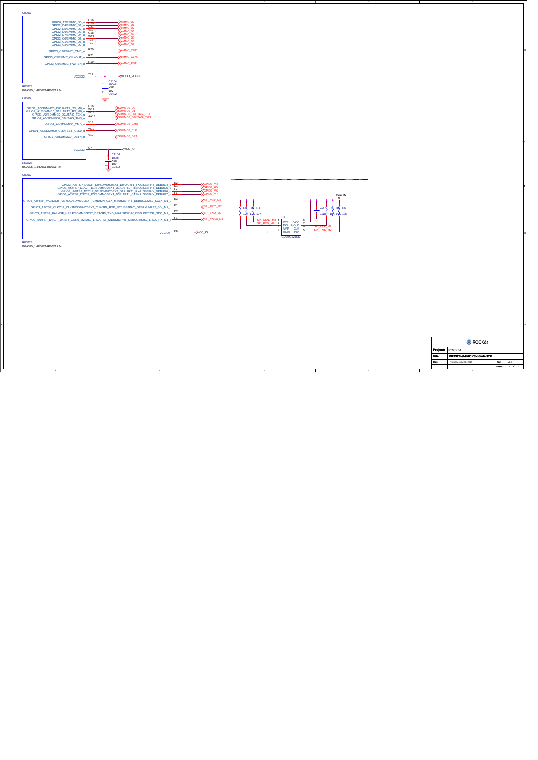## U800C

| Signal | Pin | Net |
|---|---|---|
| GPIO0_A7/EMMC_D0_u | U19 | eMMC_D0 |
| GPIO2_D4/EMMC_D1_u | U20 | eMMC_D1 |
| GPIO2_D5/EMMC_D2_u | U21 | eMMC_D2 |
| GPIO2_D6/EMMC_D3_u | V19 | eMMC_D3 |
| GPIO2_D7/EMMC_D4_u | U18 | eMMC_D4 |
| GPIO3_C0/EMMC_D5_u | W21 | eMMC_D5 |
| GPIO3_C1/EMMC_D6_u | T18 | eMMC_D6 |
| GPIO3_C2/EMMC_D7_u | T19 | eMMC_D7 |
| GPIO3_C3/EMMC_CMD_u | R20 | eMMC_CMD |
| GPIO3_C5/EMMC_CLKOUT_u | R21 | eMMC_CLKO |
| GPIO3_C6/EMMC_PWREN_d | R19 | eMMC_RST |
| VCCIO2 | T17 | VCCIO_FLASH |

C1104 100nF X5R 10V C0402

RK3328
BGA395_14R00X14R00X1R24

## U800D

| Signal | Pin | Net |
|---|---|---|
| GPIO1_A0/SDMMC0_D0/UART2_TX_M0_u | U10 | SDMMC0_D0 |
| GPIO1_A1/SDMMC0_D1/UART2_RX_M0_u | W11 | SDMMC0_D1 |
| GPIO1_A2/SDMMC0_D2/JTAG_TCK_u | W13 | SDMMC0_D2/JTAG_TCK |
| GPIO1_A3/SDMMC0_D3/JTAG_TMS_u | AA13 | SDMMC0_D3/JTAG_TMS |
| GPIO1_A4/SDMMC0_CMD_u | Y13 | SDMMC0_CMD |
| GPIO1_A6/SDMMC0_CLK/TEST_CLK0_d | W12 | SDMMC0_CLK |
| GPIO1_A5/SDMMC0_DETN_u | V10 | SDMMC0_DET |
| VCCIO3 | U7 | VCC_IO |

C1106 100nF X5R 10V C0402

RK3328
BGA395_14R00X14R00X1R24

## U800G

| Signal | Pin | Net |
|---|---|---|
| GPIO3_A4/TSP_D0/CIF_D0/SDMMC0EXT_D0/UART1_TX/USB3PHY_DEBUG4_u | E2 | GPIO3_A4 |
| GPIO3_A5/TSP_D1/CIF_D1/SDMMC0EXT_D1/UART1_RTSN/USB3PHY_DEBUG5_u | D1 | GPIO3_A5 |
| GPIO3_A6/TSP_D2/CIF_D2/SDMMC0EXT_D2/UART1_RX/USB3PHY_DEBUG6_u | F2 | GPIO3_A6 |
| GPIO3_A7/TSP_D3/CIF_D3/SDMMC0EXT_D3/UART1_CTSN/USB3PHY_DEBUG7_u | F1 | GPIO3_A7 |
| GPIO3_A0/TSP_VALID/CIF_VSYNC/SDMMC0EXT_CMD/SPI_CLK_M2/USB3PHY_DEBUG1/I2S2_SCLK_M1_d | E3 | SPI_CLK_M2 |
| GPIO3_A2/TSP_CLK/CIF_CLKIN/SDMMC0EXT_CLK/SPI_RXD_M2/USB3PHY_DEBUG3/I2S2_SDI_M1_d | E1 | SPI_RXD_M2 |
| GPIO3_A1/TSP_FAIL/CIF_HREF/SDMMC0EXT_DET/SPI_TXD_M2/USB3PHY_DEBUG2/I2S2_SDO_M1_d | D2 | SPI_TXD_M2 |
| GPIO3_B0/TSP_D4/CIF_D4/SPI_CSN0_M2/I2S2_LRCK_TX_M1/USB3PHY_DEBUG8/I2S2_LRCK_RX_M1_d | F3 | SPI_CSN0_M2 |
| VCCIO6 | H6 | VCC_IO |

RK3328
BGA395_14R00X14R00X1R24

## SPI Flash

VCC_IO

R3 10K, R4 10K, R5 10K, R6 10K, C2 0.1uF

U1 GD25Q128CS

| Pin | Name | Net |
|---|---|---|
| 1 | /CS | SPI_CSN0_M2 |
| 2 | DO | SPI_RXD_M2 |
| 3 | /WP | |
| 4 | GND | |
| 8 | VCC | VCC_IO |
| 7 | /HOLD | |
| 6 | CLK | SPI_CLK_M2 |
| 5 | DIO | SPI_TXD_M2 |

| | |
|---|---|
| Project: | ROCK64 |
| File: | RK3328 eMMC Controler/TF |
| Date: | Tuesday, July 04, 2017 |
| Rev: | V2.0 |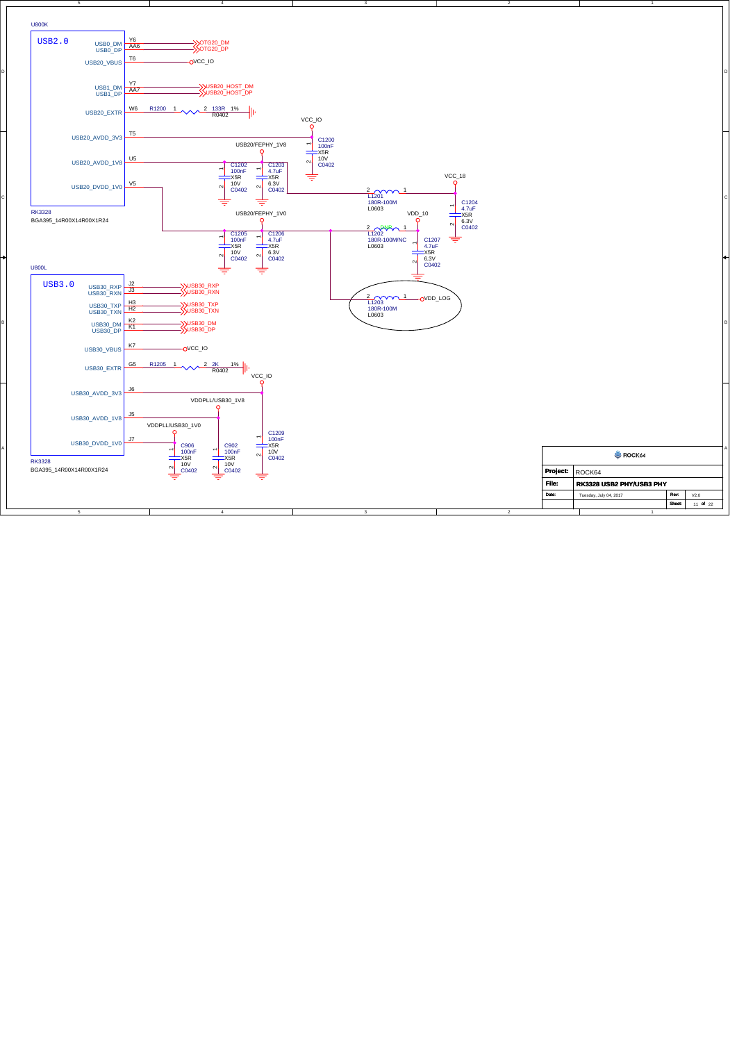U800K

USB2.0

| Pin | Signal | Net |
|---|---|---|
| Y6 | USB0_DM | OTG20_DM |
| AA6 | USB0_DP | OTG20_DP |
| T6 | USB20_VBUS | VCC_IO |
| Y7 | USB1_DM | USB20_HOST_DM |
| AA7 | USB1_DP | USB20_HOST_DP |
| W6 | USB20_EXTR | R1200 133R 1% R0402 |
| T5 | USB20_AVDD_3V3 | VCC_IO |
| U5 | USB20_AVDD_1V8 | USB20/FEPHY_1V8 |
| V5 | USB20_DVDD_1V0 | USB20/FEPHY_1V0 |

RK3328
BGA395_14R00X14R00X1R24

C1200 100nF X5R 10V C0402
C1202 100nF X5R 10V C0402
C1203 4.7uF X5R 6.3V C0402
C1205 100nF X5R 10V C0402
C1206 4.7uF X5R 6.3V C0402
C1204 4.7uF X5R 6.3V C0402
C1207 4.7uF X5R 6.3V C0402

L1201 180R-100M L0603 (VCC_18)
L1202 180R-100M/NC L0603 (VDD_10)
L1203 180R-100M L0603 (VDD_LOG)

U800L

USB3.0

| Pin | Signal | Net |
|---|---|---|
| J2 | USB30_RXP | USB30_RXP |
| J3 | USB30_RXN | USB30_RXN |
| H3 | USB30_TXP | USB30_TXP |
| H2 | USB30_TXN | USB30_TXN |
| K2 | USB30_DM | USB30_DM |
| K1 | USB30_DP | USB30_DP |
| K7 | USB30_VBUS | VCC_IO |
| G5 | USB30_EXTR | R1205 2K 1% R0402 |
| J6 | USB30_AVDD_3V3 | VCC_IO |
| J5 | USB30_AVDD_1V8 | VDDPLL/USB30_1V8 |
| J7 | USB30_DVDD_1V0 | VDDPLL/USB30_1V0 |

RK3328
BGA395_14R00X14R00X1R24

C906 100nF X5R 10V C0402
C902 100nF X5R 10V C0402
C1209 100nF X5R 10V C0402

ROCK64

| | |
|---|---|
| Project: | ROCK64 |
| File: | RK3328 USB2 PHY/USB3 PHY |
| Date: | Tuesday, July 04, 2017 |
| Rev: | V2.0 |
| Sheet: | 11 of 22 |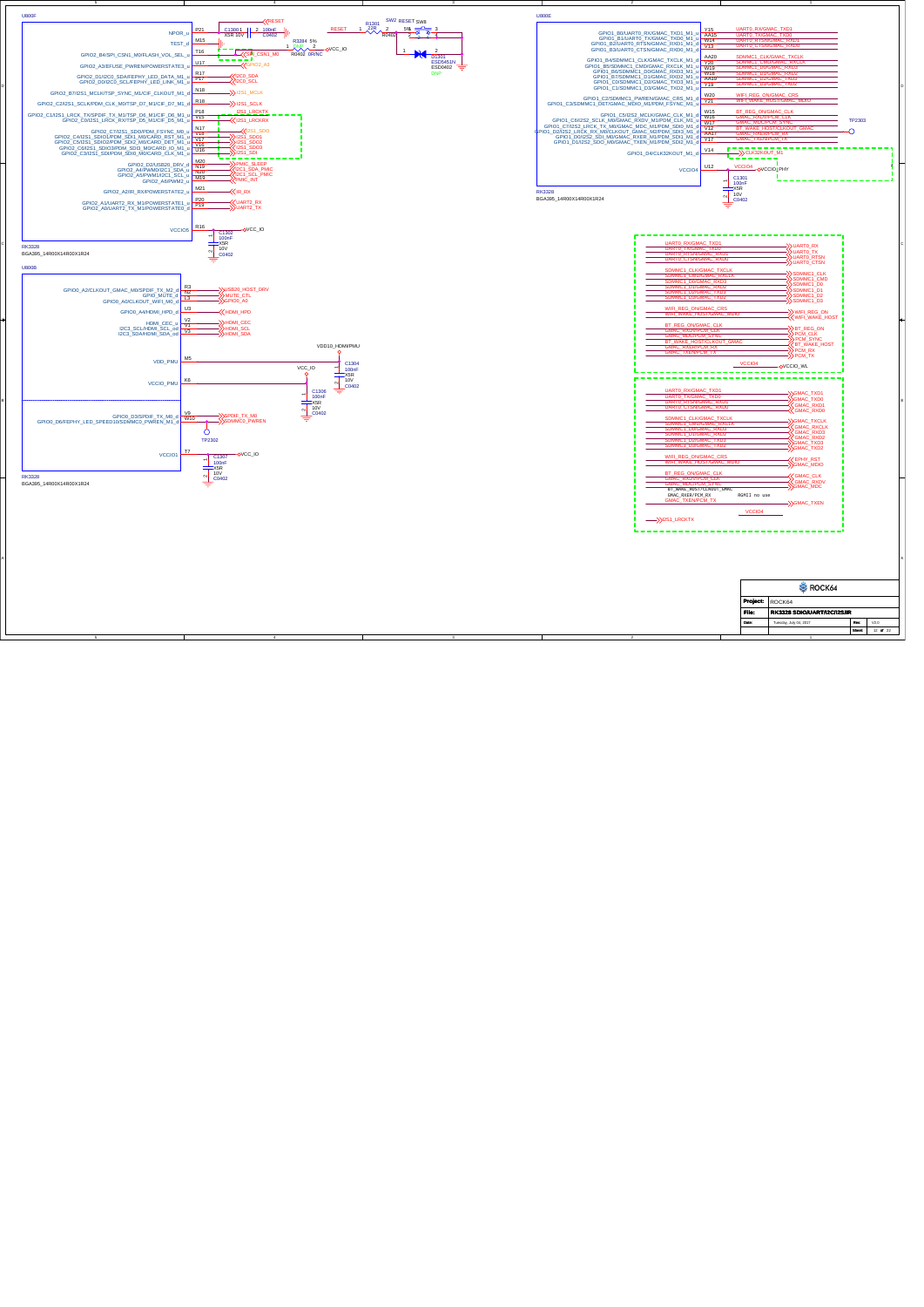U800F

| Pin | Signal | Net |
|---|---|---|
| P21 | NPOR_u | RESET |
| M15 | TEST_d | |
| T16 | GPIO2_B4/SPI_CSN1_M0/FLASH_VOL_SEL_u | SPI_CSN1_M0 |
| U17 | GPIO2_A3/EFUSE_PWREN/POWERSTATE3_u | GPIO2_A3 |
| R17 | GPIO2_D1/I2C0_SDA/FEPHY_LED_DATA_M1_u | I2C0_SDA |
| P17 | GPIO2_D0/I2C0_SCL/FEPHY_LED_LINK_M1_u | I2C0_SCL |
| N18 | GPIO2_B7/I2S1_MCLK/TSP_SYNC_M1/CIF_CLKOUT_M1_d | I2S1_MCLK |
| R18 | GPIO2_C2/I2S1_SCLK/PDM_CLK_M0/TSP_D7_M1/CIF_D7_M1_d | I2S1_SCLK |
| P18 | GPIO2_C1/I2S1_LRCK_TX/SPDIF_TX_M1/TSP_D6_M1/CIF_D6_M1_u | I2S1_LRCKTX |
| V15 | GPIO2_C0/I2S1_LRCK_RX/TSP_D5_M1/CIF_D5_M1_u | I2S1_LRCKRX |
| N17 | GPIO2_C7/I2S1_SDO/PDM_FSYNC_M0_u | I2S1_SDO |
| V18 | GPIO2_C4/I2S1_SDIO1/PDM_SDI1_M0/CARD_RST_M1_u | I2S1_SDI0 |
| V17 | GPIO2_C5/I2S1_SDIO2/PDM_SDI2_M0/CARD_DET_M1_u | I2S1_SDI2 |
| V16 | GPIO2_C6/I2S1_SDIO3/PDM_SDI3_M0/CARD_IO_M1_u | I2S1_SDI3 |
| U16 | GPIO2_C3/I2S1_SDI/PDM_SDI0_M0/CARD_CLK_M1_u | I2S1_SDI |
| M20 | GPIO2_D2/USB20_DRV_d | PMIC_SLEEP |
| N19 | GPIO2_A4/PWM0/I2C1_SDA_u | I2C1_SDA_PMIC |
| N20 | GPIO2_A5/PWM1/I2C1_SCL_u | I2C1_SCL_PMIC |
| M19 | GPIO2_A6/PWM2_u | PMIC_INT |
| M21 | GPIO2_A2/IR_RX/POWERSTATE2_u | IR_RX |
| P20 | GPIO2_A1/UART2_RX_M1/POWERSTATE1_u | UART2_RX |
| P19 | GPIO2_A0/UART2_TX_M1/POWERSTATE0_d | UART2_TX |
| R16 | VCCIO5 | VCC_IO |

C1300 100nF X5R 10V C0402; R3284 5% R0402 0R/NC VCC_IO; R1301 22R R0402; SW2 RESET SW8; D1301 ESD5451N ESD0402 DNP; C1302 100nF X5R 10V C0402

RK3328 BGA395_14R00X14R00X1R24

U800B

| Pin | Signal | Net |
|---|---|---|
| R3 | GPIO0_A2/CLKOUT_GMAC_M0/SPDIF_TX_M2_d | USB20_HOST_DRV |
| R2 | GPIO_MUTE_d | MUTE_CTL |
| L3 | GPIO0_A0/CLKOUT_WIFI_M0_d | GPIO0_A0 |
| U3 | GPIO0_A4/HDMI_HPD_d | HDMI_HPD |
| V2 | HDMI_CEC_u | HDMI_CEC |
| V1 | I2C3_SCL/HDMI_SCL_od | HDMI_SCL |
| V3 | I2C3_SDA/HDMI_SDA_od | HDMI_SDA |
| M5 | VDD_PMU | VDD10_HDMI/PMU |
| K6 | VCCIO_PMU | VCC_IO |
| V9 | GPIO0_D3/SPDIF_TX_M0_d | SPDIF_TX_M0 |
| W10 | GPIO0_D6/FEPHY_LED_SPEED10/SDMMC0_PWREN_M1_d | SDMMC0_PWREN |
| T7 | VCCIO1 | VCC_IO |

C1304 100nF X5R 10V C0402; C1306 100nF X5R 10V C0402; C1307 100nF X5R 10V C0402; TP2302

RK3328 BGA395_14R00X14R00X1R24

U800E

| Pin | Signal | Net |
|---|---|---|
| Y15 | GPIO1_B0/UART0_RX/GMAC_TXD1_M1_u | UART0_RX/GMAC_TXD1 |
| AA15 | GPIO1_B1/UART0_TX/GMAC_TXD0_M1_u | UART0_TX/GMAC_TXD0 |
| W14 | GPIO1_B2/UART0_RTSN/GMAC_RXD1_M1_u | UART0_RTSN/GMAC_RXD1 |
| Y13 | GPIO1_B3/UART0_CTSN/GMAC_RXD0_M1_u | UART0_CTSN/GMAC_RXD0 |
| AA20 | GPIO1_B4/SDMMC1_CLK/GMAC_TXCLK_M1_d | SDMMC1_CLK/GMAC_TXCLK |
| Y20 | GPIO1_B5/SDMMC1_CMD/GMAC_RXCLK_M1_u | SDMMC1_CMD/GMAC_RXCLK |
| W19 | GPIO1_B6/SDMMC1_D0/GMAC_RXD3_M1_u | SDMMC1_D0/GMAC_RXD3 |
| Y18 | GPIO1_B7/SDMMC1_D1/GMAC_RXD2_M1_u | SDMMC1_D1/GMAC_RXD2 |
| AA19 | GPIO1_C0/SDMMC1_D2/GMAC_TXD3_M1_u | SDMMC1_D2/GMAC_TXD3 |
| Y19 | GPIO1_C1/SDMMC1_D3/GMAC_TXD2_M1_u | SDMMC1_D3/GMAC_TXD2 |
| W20 | GPIO1_C2/SDMMC1_PWREN/GMAC_CRS_M1_d | WIFI_REG_ON/GMAC_CRS |
| Y21 | GPIO1_C3/SDMMC1_DET/GMAC_MDIO_M1/PDM_FSYNC_M1_u | WIFI_WAKE_HOST/GMAC_MDIO |
| W15 | GPIO1_C5/I2S2_MCLK/GMAC_CLK_M1_d | BT_REG_ON/GMAC_CLK |
| W16 | GPIO1_C6/I2S2_SCLK_M0/GMAC_RXDV_M1/PDM_CLK_M1_d | GMAC_RXDV/PCM_CLK |
| W17 | GPIO1_C7/I2S2_LRCK_TX_M0/GMAC_MDC_M1/PDM_SDI0_M1_d | GMAC_MDC/PCM_SYNC |
| Y12 | GPIO1_D2/I2S2_LRCK_RX_M0/CLKOUT_GMAC_M2/PDM_SDI3_M1_d | BT_WAKE_HOST/CLKOUT_GMAC |
| AA17 | GPIO1_D0/I2S2_SDI_M0/GMAC_RXER_M1/PDM_SDI2_M1_d | GMAC_RXER/PCM_RX |
| Y17 | GPIO1_D1/I2S2_SDO_M0/GMAC_TXEN_M1/PDM_SDI1_M1_d | GMAC_TXEN/PCM_TX |
| V14 | GPIO1_D4/CLK32KOUT_M1_d | CLK32KOUT_M1 |
| U12 | VCCIO4 | VCCIO_PHY |

TP2303; C1301 100nF X5R 10V C0402

RK3328 BGA395_14R00X14R00X1R24

WiFi/BT mapping:
- UART0_RX/GMAC_TXD1 → UART0_RX
- UART0_TX/GMAC_TXD0 → UART0_TX
- UART0_RTSN/GMAC_RXD1 → UART0_RTSN
- UART0_CTSN/GMAC_RXD0 → UART0_CTSN
- SDMMC1_CLK/GMAC_TXCLK → SDMMC1_CLK
- SDMMC1_CMD/GMAC_RXCLK → SDMMC1_CMD
- SDMMC1_D0/GMAC_RXD3 → SDMMC1_D0
- SDMMC1_D1/GMAC_RXD2 → SDMMC1_D1
- SDMMC1_D2/GMAC_TXD3 → SDMMC1_D2
- SDMMC1_D3/GMAC_TXD2 → SDMMC1_D3
- WIFI_REG_ON/GMAC_CRS → WIFI_REG_ON
- WIFI_WAKE_HOST/GMAC_MDIO → WIFI_WAKE_HOST
- BT_REG_ON/GMAC_CLK → BT_REG_ON
- GMAC_RXDV/PCM_CLK → PCM_CLK
- GMAC_MDC/PCM_SYNC → PCM_SYNC
- BT_WAKE_HOST/CLKOUT_GMAC → BT_WAKE_HOST
- GMAC_RXER/PCM_RX → PCM_RX
- GMAC_TXEN/PCM_TX → PCM_TX
- VCCIO4 → VCCIO_WL

GMAC mapping:
- UART0_RX/GMAC_TXD1 → GMAC_TXD1
- UART0_TX/GMAC_TXD0 → GMAC_TXD0
- UART0_RTSN/GMAC_RXD1 → GMAC_RXD1
- UART0_CTSN/GMAC_RXD0 → GMAC_RXD0
- SDMMC1_CLK/GMAC_TXCLK → GMAC_TXCLK
- SDMMC1_CMD/GMAC_RXCLK → GMAC_RXCLK
- SDMMC1_D0/GMAC_RXD3 → GMAC_RXD3
- SDMMC1_D1/GMAC_RXD2 → GMAC_RXD2
- SDMMC1_D2/GMAC_TXD3 → GMAC_TXD3
- SDMMC1_D3/GMAC_TXD2 → GMAC_TXD2
- WIFI_REG_ON/GMAC_CRS → EPHY_RST
- WIFI_WAKE_HOST/GMAC_MDIO → GMAC_MDIO
- BT_REG_ON/GMAC_CLK → GMAC_CLK
- GMAC_RXDV/PCM_CLK → GMAC_RXDV
- GMAC_MDC/PCM_SYNC → GMAC_MDC
- BT_WAKE_HOST/CLKOUT_GMAC
- GMAC_RXER/PCM_RX — RGMII no use
- GMAC_TXEN/PCM_TX → GMAC_TXEN
- VCCIO4
- I2S1_LRCKTX

| | |
|---|---|
| Project: | ROCK64 |
| File: | RK3328 SDIO/UART/I2C/I2S/IR |
| Date: | Tuesday, July 04, 2017 |
| Rev: | V2.0 |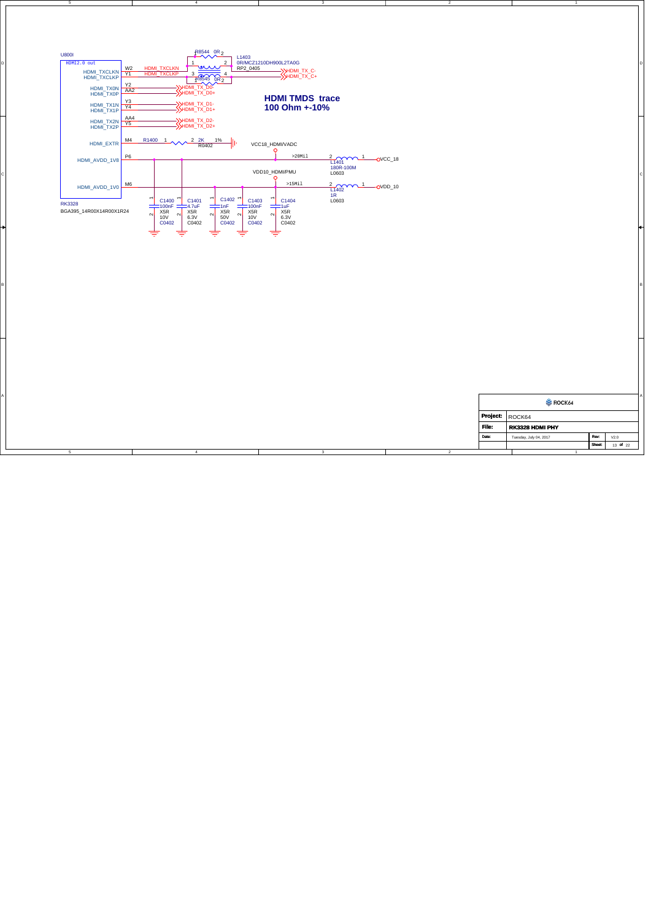U800I

HDMI2.0 out

| Signal | Pin | Net |
|---|---|---|
| HDMI_TXCLKN | W2 | HDMI_TXCLKN |
| HDMI_TXCLKP | Y1 | HDMI_TXCLKP |
| HDMI_TX0N | Y2 | HDMI_TX_D0- |
| HDMI_TX0P | AA2 | HDMI_TX_D0+ |
| HDMI_TX1N | Y3 | HDMI_TX_D1- |
| HDMI_TX1P | Y4 | HDMI_TX_D1+ |
| HDMI_TX2N | AA4 | HDMI_TX_D2- |
| HDMI_TX2P | Y5 | HDMI_TX_D2+ |
| HDMI_EXTR | M4 | R1400 2K 1% R0402 |
| HDMI_AVDD_1V8 | P6 | VCC18_HDMI/VADC |
| HDMI_AVDD_1V0 | M6 | VDD10_HDMI/PMU |

RK3328

BGA395_14R00X14R00X1R24

R8544 0R

R8545 0R

L1403 0R/MCZ1210DH900L2TA0G RP2_0405

HDMI_TX_C-

HDMI_TX_C+

**HDMI TMDS trace 100 Ohm +-10%**

VCC18_HDMI/VADC >20Mil — L1401 180R-100M L0603 — VCC_18

VDD10_HDMI/PMU >15Mil — L1402 1R L0603 — VDD_10

| Ref | Value | Type | Voltage | Package |
|---|---|---|---|---|
| C1400 | 100nF | X5R | 10V | C0402 |
| C1401 | 4.7uF | X5R | 6.3V | C0402 |
| C1402 | 1nF | X5R | 50V | C0402 |
| C1403 | 100nF | X5R | 10V | C0402 |
| C1404 | 1uF | X5R | 6.3V | C0402 |

ROCK64

| | |
|---|---|
| Project: | ROCK64 |
| File: | RK3328 HDMI PHY |
| Date: | Tuesday, July 04, 2017 |
| Rev: | V2.0 |
| Sheet: | 13 of 22 |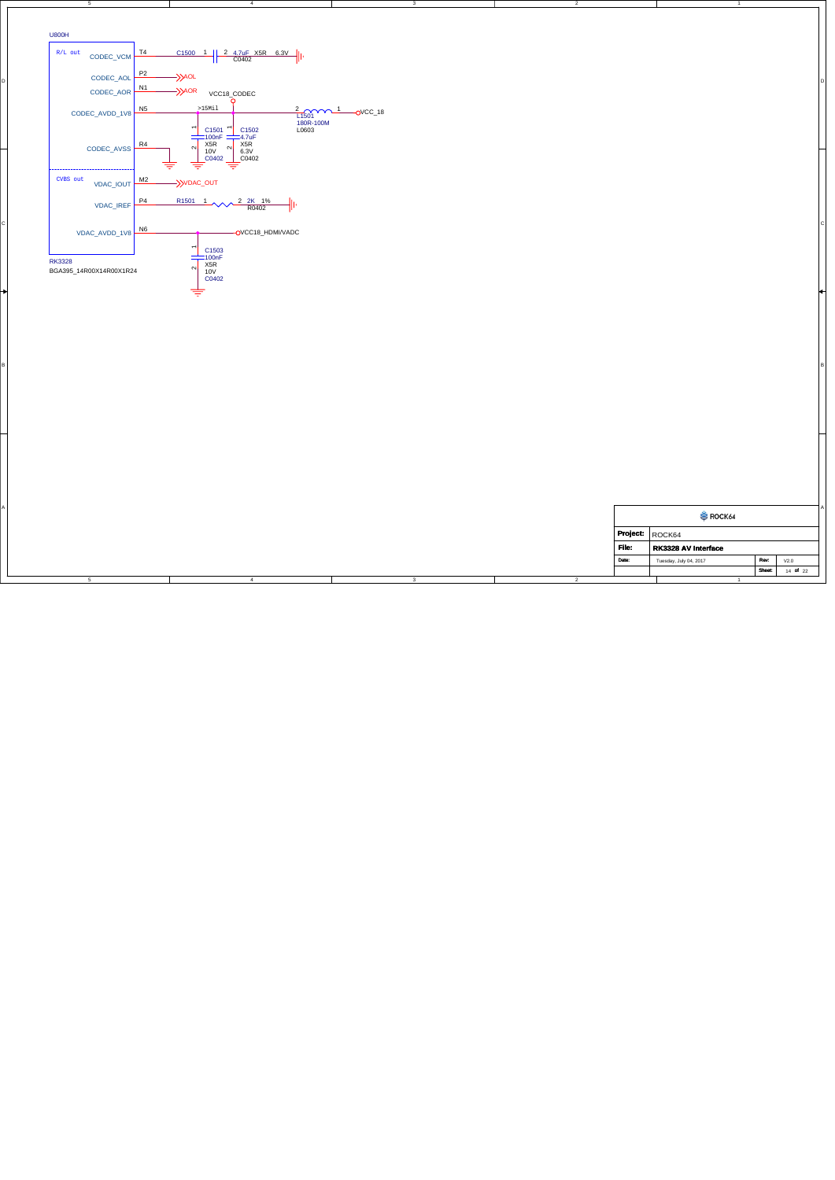U800H

R/L out

| Pin | Signal | Connection |
|---|---|---|
| T4 | CODEC_VCM | C1500 1 — 2 4.7uF X5R 6.3V C0402 → GND |
| P2 | CODEC_AOL | AOL |
| N1 | CODEC_AOR | AOR |
| N5 | CODEC_AVDD_1V8 | VCC18_CODEC, >15Mil, L1501 180R-100M L0603 (2–1) → VCC_18; C1501 100nF X5R 10V C0402; C1502 4.7uF X5R 6.3V C0402 |
| R4 | CODEC_AVSS | GND |

CVBS out

| Pin | Signal | Connection |
|---|---|---|
| M2 | VDAC_IOUT | VDAC_OUT |
| P4 | VDAC_IREF | R1501 1 — 2 2K 1% R0402 → GND |
| N6 | VDAC_AVDD_1V8 | VCC18_HDMI/VADC; C1503 100nF X5R 10V C0402 |

RK3328

BGA395_14R00X14R00X1R24

ROCK64

| | | | |
|---|---|---|---|
| Project: | ROCK64 | | |
| File: | RK3328 AV Interface | | |
| Date: | Tuesday, July 04, 2017 | Rev: | V2.0 |
| | | Sheet: | 14 of 22 |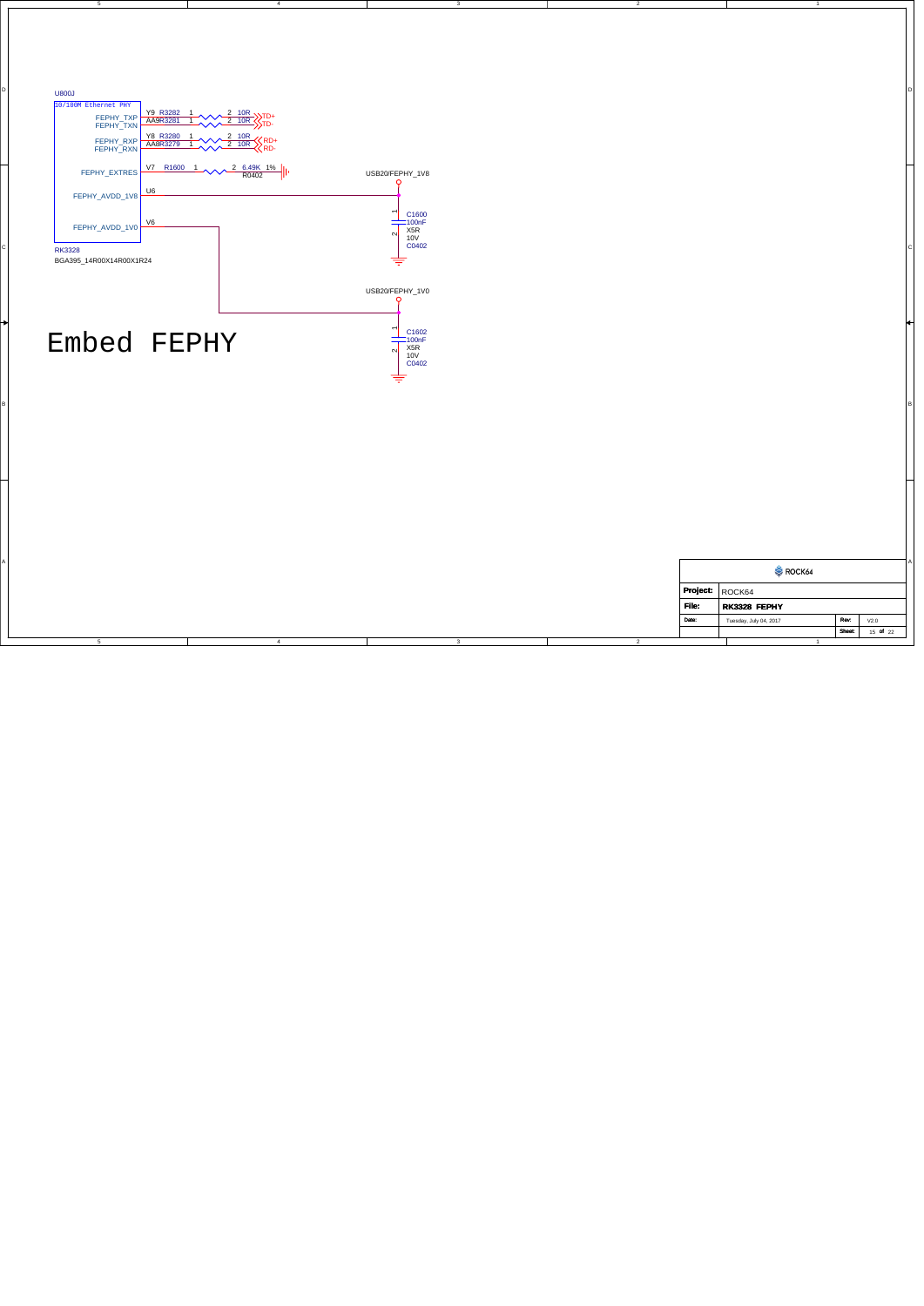# Embed FEPHY

U800J

10/100M Ethernet PHY

| Pin | Signal | Resistor | Value | Net |
|---|---|---|---|---|
| Y9 | FEPHY_TXP | R3282 | 10R | TD+ |
| AA9 | FEPHY_TXN | R3281 | 10R | TD- |
| Y8 | FEPHY_RXP | R3280 | 10R | RD+ |
| AA8 | FEPHY_RXN | R3279 | 10R | RD- |
| V7 | FEPHY_EXTRES | R1600 | 6.49K 1% R0402 | GND |
| U6 | FEPHY_AVDD_1V8 | | | USB20/FEPHY_1V8 |
| V6 | FEPHY_AVDD_1V0 | | | USB20/FEPHY_1V0 |

RK3328
BGA395_14R00X14R00X1R24

USB20/FEPHY_1V8 — C1600 100nF X5R 10V C0402

USB20/FEPHY_1V0 — C1602 100nF X5R 10V C0402

| | |
|---|---|
| | ROCK64 |
| Project: | ROCK64 |
| File: | RK3328 FEPHY |
| Date: | Tuesday, July 04, 2017 |
| Rev: | V2.0 |
| Sheet: | 15 of 22 |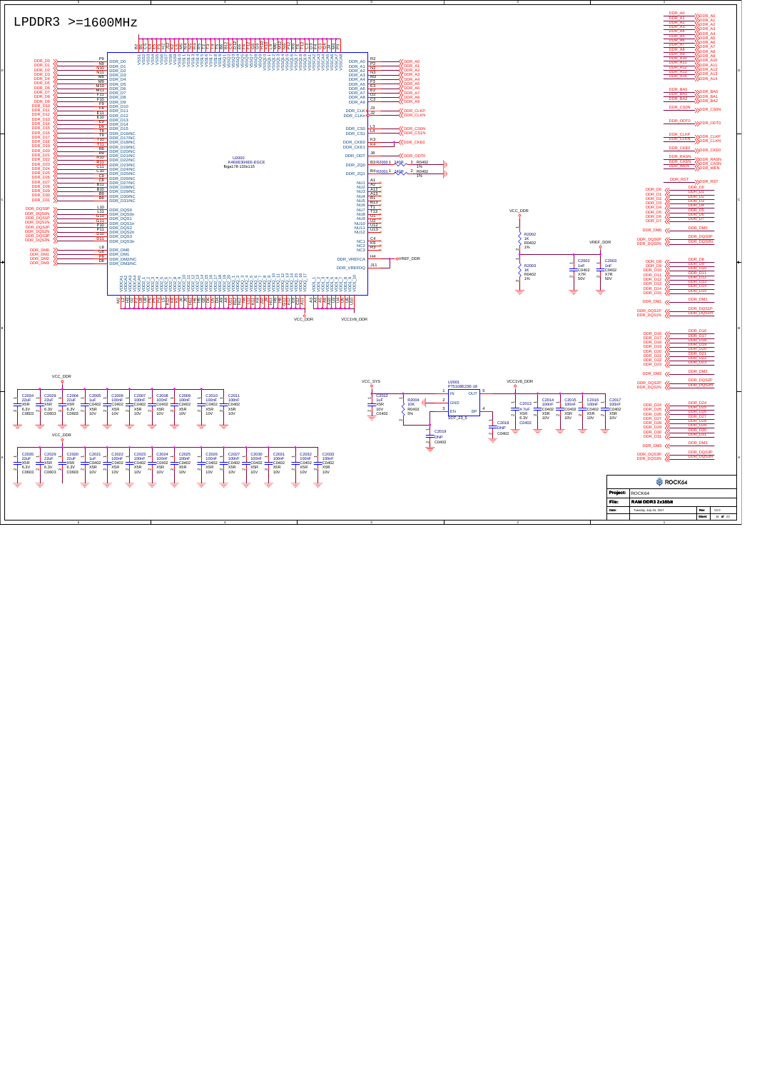# LPDDR3 >=1600MHz

U2000
K4E8E304EE-EGCE
fbga178-130x115

| Project: | ROCK64 | | |
|---|---|---|---|
| File: | RAM DDR3 2x16bit | | |
| Date: | Tuesday, July 04, 2017 | Rev: | V2.0 |
| | | Sheet: | 16 of 22 |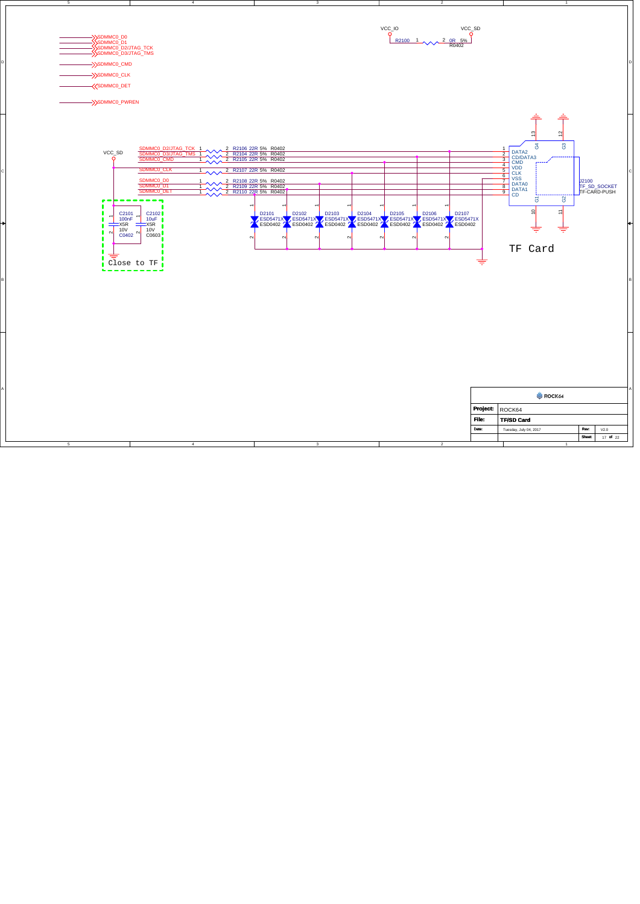SDMMC0_D0
SDMMC0_D1
SDMMC0_D2/JTAG_TCK
SDMMC0_D3/JTAG_TMS
SDMMC0_CMD
SDMMC0_CLK
SDMMC0_DET
SDMMC0_PWREN

VCC_IO — R2100 0R 5% R0402 — VCC_SD

VCC_SD

| Net | Resistor | Value |
|---|---|---|
| SDMMC0_D2/JTAG_TCK | R2106 | 22R 5% R0402 |
| SDMMC0_D3/JTAG_TMS | R2104 | 22R 5% R0402 |
| SDMMC0_CMD | R2105 | 22R 5% R0402 |
| SDMMC0_CLK | R2107 | 22R 5% R0402 |
| SDMMC0_D0 | R2108 | 22R 5% R0402 |
| SDMMC0_D1 | R2109 | 22R 5% R0402 |
| SDMMC0_DET | R2110 | 22R 5% R0402 |

C2101 100nF X5R 10V C0402
C2102 10uF X5R 10V C0603

Close to TF

D2101 ESD5471X ESD0402
D2102 ESD5471X ESD0402
D2103 ESD5471X ESD0402
D2104 ESD5471X ESD0402
D2105 ESD5471X ESD0402
D2106 ESD5471X ESD0402
D2107 ESD5471X ESD0402

J2100 TF_SD_SOCKET TF-CARD-PUSH

| Pin | Name |
|---|---|
| 1 | DATA2 |
| 2 | CD/DATA3 |
| 3 | CMD |
| 4 | VDD |
| 5 | CLK |
| 6 | VSS |
| 7 | DATA0 |
| 8 | DATA1 |
| 9 | CD |
| 10 | G1 |
| 11 | G2 |
| 12 | G3 |
| 13 | G4 |

TF Card

| | |
|---|---|
| Project: | ROCK64 |
| File: | TF/SD Card |
| Date: | Tuesday, July 04, 2017 |
| Rev: | V2.0 |
| Sheet: | 17 of 22 |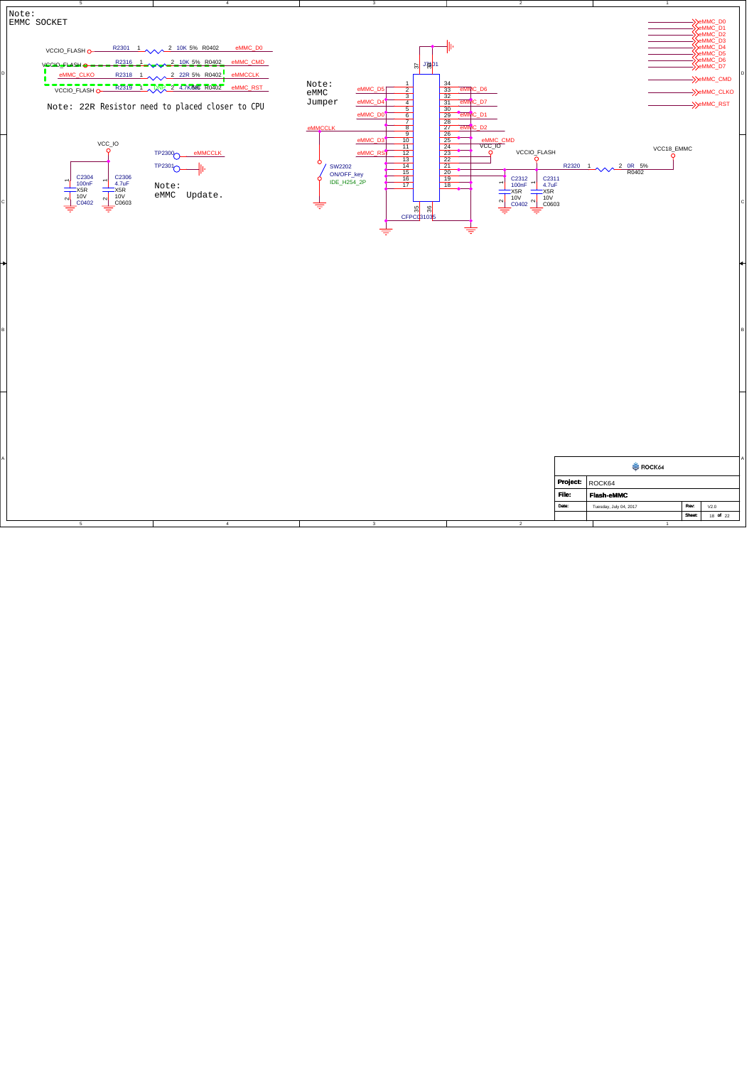Note:
EMMC SOCKET

VCCIO_FLASH — R2301 1 — 2 10K 5% R0402 — eMMC_D0

VCCIO_FLASH — R2316 1 — 2 10K 5% R0402 — eMMC_CMD

eMMC_CLKO — R2318 1 — 2 22R 5% R0402 — eMMCCLK

VCCIO_FLASH — R2319 1 — 2 4.7K 5% R0402 — eMMC_RST

Note: 22R Resistor need to placed closer to CPU

VCC_IO

C2304 100nF X5R 10V C0402

C2306 4.7uF X5R 10V C0603

TP2300 — eMMCCLK

TP2301

Note:
eMMC Update.

Note:
eMMC
Jumper

eMMCCLK

SW2202
ON/OFF_key
IDE_H254_2P

J2301
CFPC031035

| Signal | Pin | Pin | Signal |
|---|---|---|---|
| | 1 | 34 | |
| eMMC_D5 | 2 | 33 | eMMC_D6 |
| | 3 | 32 | |
| eMMC_D4 | 4 | 31 | eMMC_D7 |
| | 5 | 30 | |
| eMMC_D0 | 6 | 29 | eMMC_D1 |
| | 7 | 28 | |
| eMMCCLK | 8 | 27 | eMMC_D2 |
| | 9 | 26 | |
| eMMC_D3 | 10 | 25 | eMMC_CMD |
| | 11 | 24 | VCC_IO |
| eMMC_RST | 12 | 23 | |
| | 13 | 22 | |
| | 14 | 21 | |
| | 15 | 20 | |
| | 16 | 19 | |
| | 17 | 18 | |

Pins 35, 36, 37, 38

VCCIO_FLASH

R2320 1 — 2 0R 5% R0402

VCC18_EMMC

C2312 100nF X5R 10V C0402

C2311 4.7uF X5R 10V C0603

eMMC_D0
eMMC_D1
eMMC_D2
eMMC_D3
eMMC_D4
eMMC_D5
eMMC_D6
eMMC_D7

eMMC_CMD

eMMC_CLKO

eMMC_RST

ROCK64

| | | | |
|---|---|---|---|
| Project: | ROCK64 | | |
| File: | Flash-eMMC | | |
| Date: | Tuesday, July 04, 2017 | Rev: | V2.0 |
| | | Sheet: | 18 of 22 |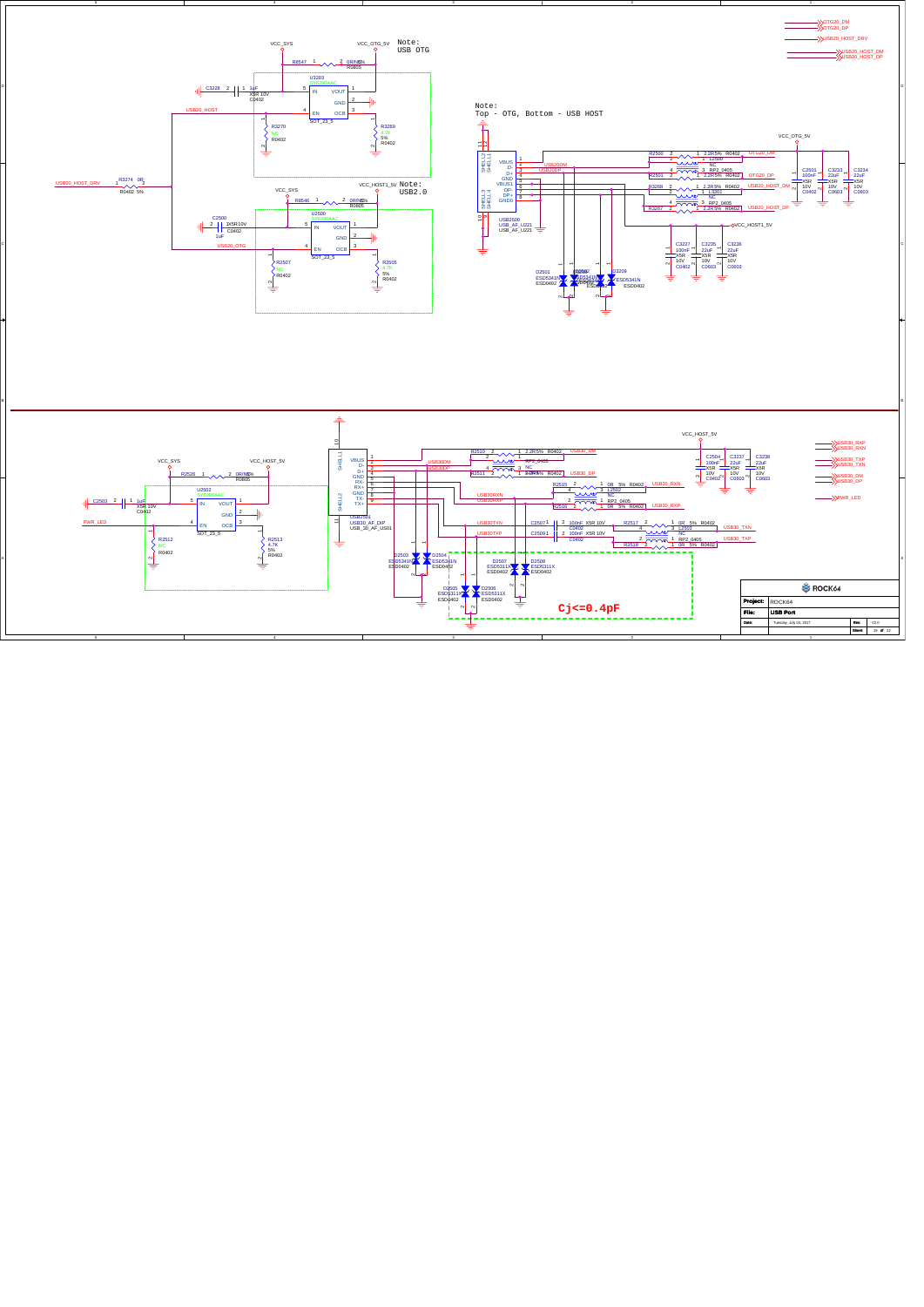Note:
USB OTG

Note:
Top - OTG, Bottom - USB HOST

Note:
USB2.0

Cj<=0.4pF

| | |
|---|---|
| Project: | ROCK64 |
| File: | USB Port |
| Date: | Tuesday, July 04, 2017 |
| Rev: | V2.0 |
| Sheet: | 19 of 22 |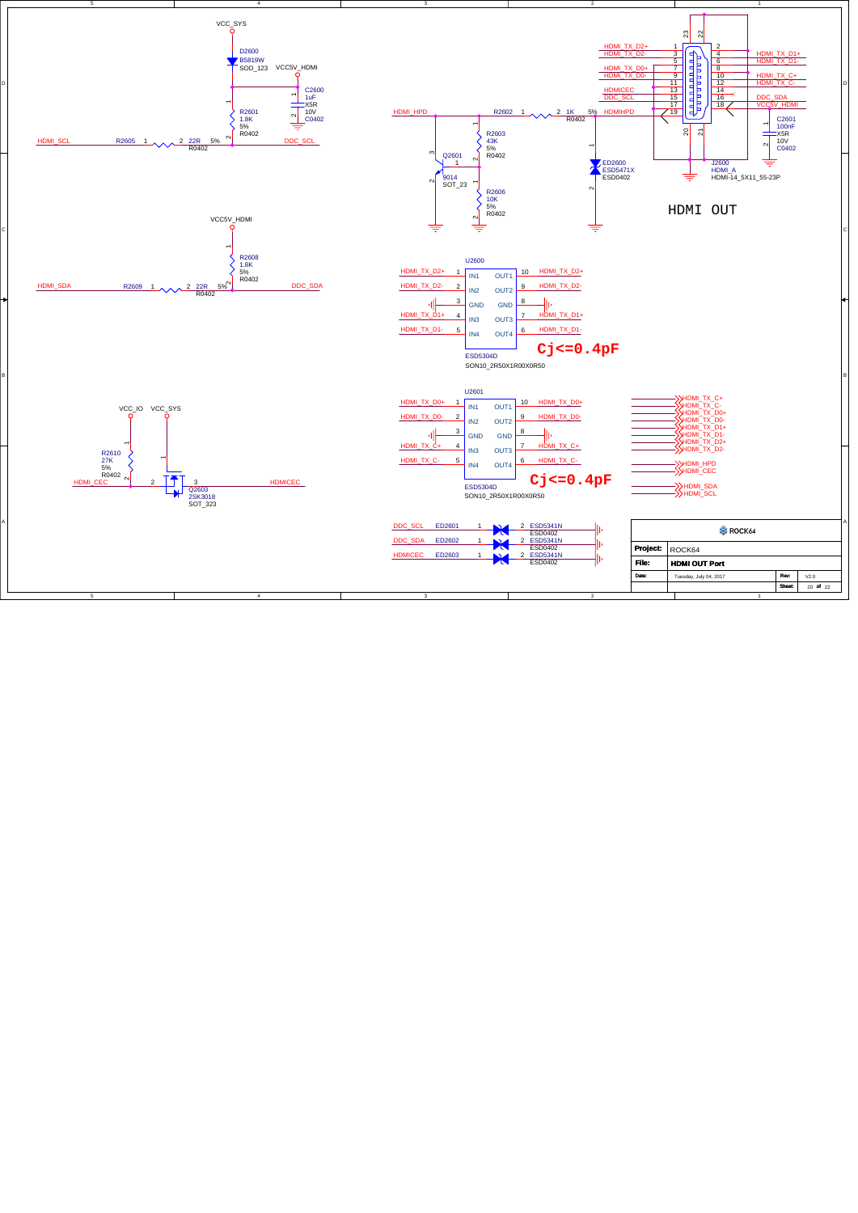# HDMI OUT

**HDMI_SCL level shift**

- VCC_SYS → D2600 B5819W SOD_123 → VCC5V_HDMI
- C2600 1uF X5R 10V C0402
- R2601 1.8K 5% R0402
- HDMI_SCL — R2605 22R 5% R0402 — DDC_SCL

**HDMI_SDA level shift**

- VCC5V_HDMI
- R2608 1.8K 5% R0402
- HDMI_SDA — R2609 22R 5% R0402 — DDC_SDA

**HDMI_CEC**

- VCC_IO, VCC_SYS
- R2610 27K 5% R0402
- HDMI_CEC — Q2603 2SK3018 SOT_323 — HDMICEC

**HDMI_HPD**

- HDMI_HPD — R2602 1K 5% R0402 — HDMIHPD
- R2603 43K 5% R0402
- Q2601 9014 SOT_23
- R2606 10K 5% R0402
- ED2600 ESD5471X ESD0402

**J2600 HDMI_A HDMI-14_5X11_55-23P**

| Pin | Signal | Pin | Signal |
|---|---|---|---|
| 1 | HDMI_TX_D2+ | 2 | |
| 3 | HDMI_TX_D2- | 4 | HDMI_TX_D1+ |
| 5 | | 6 | HDMI_TX_D1- |
| 7 | HDMI_TX_D0+ | 8 | |
| 9 | HDMI_TX_D0- | 10 | HDMI_TX_C+ |
| 11 | | 12 | HDMI_TX_C- |
| 13 | HDMICEC | 14 | |
| 15 | DDC_SCL | 16 | DDC_SDA |
| 17 | | 18 | VCC5V_HDMI |
| 19 | HDMIHPD | | |
| 20, 21, 22, 23 | GND | | |

- C2601 100nF X5R 10V C0402

**U2600 ESD5304D SON10_2R50X1R00X0R50**

| Pin | Signal | Pin | Signal |
|---|---|---|---|
| 1 IN1 | HDMI_TX_D2+ | 10 OUT1 | HDMI_TX_D2+ |
| 2 IN2 | HDMI_TX_D2- | 9 OUT2 | HDMI_TX_D2- |
| 3 GND | | 8 GND | |
| 4 IN3 | HDMI_TX_D1+ | 7 OUT3 | HDMI_TX_D1+ |
| 5 IN4 | HDMI_TX_D1- | 6 OUT4 | HDMI_TX_D1- |

**Cj<=0.4pF**

**U2601 ESD5304D SON10_2R50X1R00X0R50**

| Pin | Signal | Pin | Signal |
|---|---|---|---|
| 1 IN1 | HDMI_TX_D0+ | 10 OUT1 | HDMI_TX_D0+ |
| 2 IN2 | HDMI_TX_D0- | 9 OUT2 | HDMI_TX_D0- |
| 3 GND | | 8 GND | |
| 4 IN3 | HDMI_TX_C+ | 7 OUT3 | HDMI_TX_C+ |
| 5 IN4 | HDMI_TX_C- | 6 OUT4 | HDMI_TX_C- |

**Cj<=0.4pF**

**Ports:** HDMI_TX_C+, HDMI_TX_C-, HDMI_TX_D0+, HDMI_TX_D0-, HDMI_TX_D1+, HDMI_TX_D1-, HDMI_TX_D2+, HDMI_TX_D2-, HDMI_HPD, HDMI_CEC, HDMI_SDA, HDMI_SCL

**ESD**

- DDC_SCL — ED2601 ESD5341N ESD0402
- DDC_SDA — ED2602 ESD5341N ESD0402
- HDMICEC — ED2603 ESD5341N ESD0402

| | |
|---|---|
| ROCK64 | |
| Project: | ROCK64 |
| File: | HDMI OUT Port |
| Date: | Tuesday, July 04, 2017 |
| Rev: | V2.0 |
| Sheet: | 20 of 22 |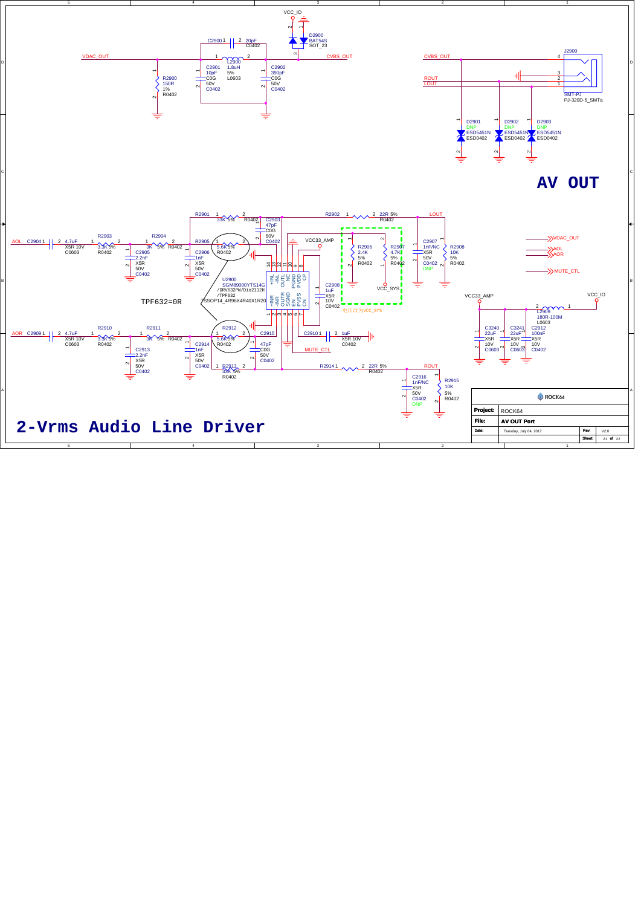# AV OUT

## 2-Vrms Audio Line Driver

VCC_IO

D2900 BAT54S SOT_23

C2900 20pF C0402

VDAC_OUT — L2900 1.8uH 5% L0603 — CVBS_OUT

R2900 150R 1% R0402

C2901 10pF C0G 50V C0402

C2902 390pF C0G 50V C0402

J2900 PJ-320D-5_SMTa SMT-PJ

CVBS_OUT, ROUT, LOUT

D2901 DNP ESD5451N ESD0402

D2902 DNP ESD5451N ESD0402

D2903 DNP ESD5451N ESD0402

R2901 33K 5% R0402

C2903 47pF C0G 50V C0402

R2902 22R 5% R0402 — LOUT

AOL — C2904 4.7uF X5R 10V C0603 — R2903 3.3K 5% R0402 — R2904 3K 5% R0402 — R2905 5.6K 5% R0402

C2905 2.2nF X5R 50V C0402

C2906 1nF X5R 50V C0402

VCC33_AMP

R2906 2.4K 5% R0402

R2907 4.7K 5% R0402

VCC_SYS

C2907 1nF/NC X5R 50V C0402 DNP

R2908 10K 5% R0402

C2908 1uF X5R 10V C0402

电压改为VCC_SYS

U2900 SGM89000YTS14G /DRV632PW/Dio2112H /TPF632 TSSOP14_4R96X4R40X1R20

Pins: +INL, -INL, OUTL, NC, PGND, PVDD, CP, +INR, -INR, OUTR, SGND, EN, PVSS, CN

TPF632=0R

VDAC_OUT, AOL, AOR, MUTE_CTL

VCC33_AMP — VCC_IO

L2909 180R-100M L0603

C3240 22uF X5R 10V C0603

C3241 22uF X5R 10V C0603

C2912 100nF X5R 10V C0402

AOR — C2909 4.7uF X5R 10V C0603 — R2910 3.3K 5% R0402 — R2911 3K 5% R0402 — R2912 5.6K 5% R0402

C2913 2.2nF X5R 50V C0402

C2914 1nF X5R 50V C0402

C2915 47pF C0G 50V C0402

R2913 33K 5% R0402

C2910 1uF X5R 10V C0402

MUTE_CTL

R2914 22R 5% R0402 — ROUT

C2916 1nF/NC X5R 50V C0402 DNP

R2915 10K 5% R0402

| | |
|---|---|
| Project: | ROCK64 |
| File: | AV OUT Port |
| Date: | Tuesday, July 04, 2017 |
| Rev: | V2.0 |
| Sheet: | 21 of 22 |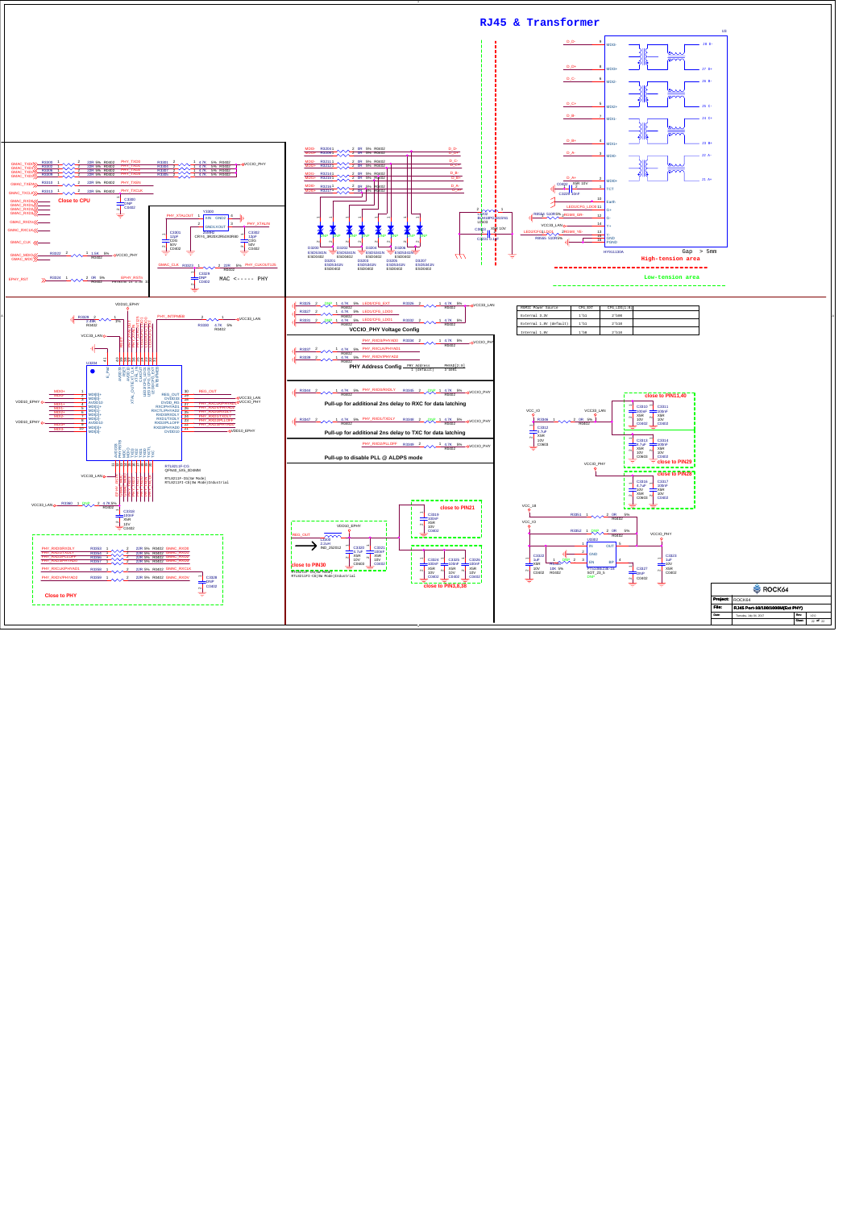# RJ45 & Transformer

High-tension area

Gap > 5mm

Low-tension area

Close to CPU

MAC <----- PHY

VCCIO_PHY Voltage Config

PHY Address Config

| PHY Address | PHYAD[2:0] |
|---|---|
| 1 (default) | 3'b001 |

Pull-up for additional 2ns delay to RXC for data latching

Pull-up for additional 2ns delay to TXC for data latching

Pull-up to disable PLL @ ALDPS mode

| RGMII Power Source | CFG_EXT | CFG_LDO[1:0] |
|---|---|---|
| External 3.3V | 1'b1 | 2'b00 |
| External 1.8V (default) | 1'b1 | 2'b10 |
| Internal 1.8V | 1'b0 | 2'b10 |

close to PIN11,40

close to PIN29

close to PIN28

close to PIN21

close to PIN30

close to PIN3,8,38

Close to PHY

RTL8211F-CG QFN40_5X5_0D4MM

RTL8211F-CG(5W Mode)

RTL8211FI-CG(8W Mode)(Industrial

HY911130A

ROCK64

Project: ROCK64

File: RJ45 Port-10/100/1000M(Ext PHY)

Date: Tuesday, July 04, 2017